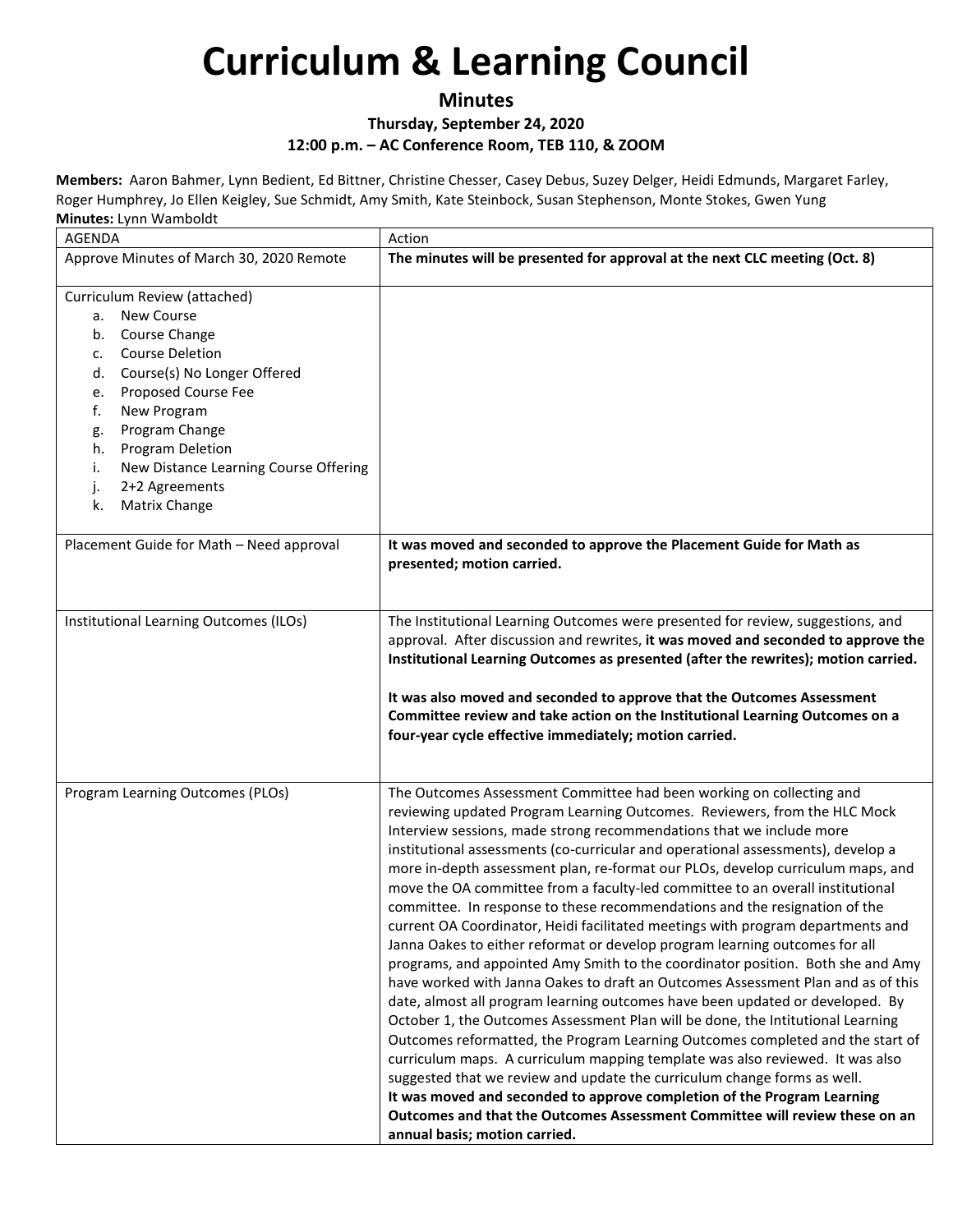# Curriculum & Learning Council

## Minutes

### Thursday, September 24, 2020

### 12:00 p.m. – AC Conference Room, TEB 110, & ZOOM

**Members:** Aaron Bahmer, Lynn Bedient, Ed Bittner, Christine Chesser, Casey Debus, Suzey Delger, Heidi Edmunds, Margaret Farley, Roger Humphrey, Jo Ellen Keigley, Sue Schmidt, Amy Smith, Kate Steinbock, Susan Stephenson, Monte Stokes, Gwen Yung

**Minutes:** Lynn Wamboldt

| AGENDA | Action |
|---|---|
| Approve Minutes of March 30, 2020 Remote | **The minutes will be presented for approval at the next CLC meeting (Oct. 8)** |
| Curriculum Review (attached)<br>a. New Course<br>b. Course Change<br>c. Course Deletion<br>d. Course(s) No Longer Offered<br>e. Proposed Course Fee<br>f. New Program<br>g. Program Change<br>h. Program Deletion<br>i. New Distance Learning Course Offering<br>j. 2+2 Agreements<br>k. Matrix Change | |
| Placement Guide for Math – Need approval | **It was moved and seconded to approve the Placement Guide for Math as presented; motion carried.** |
| Institutional Learning Outcomes (ILOs) | The Institutional Learning Outcomes were presented for review, suggestions, and approval. After discussion and rewrites, **it was moved and seconded to approve the Institutional Learning Outcomes as presented (after the rewrites); motion carried.**<br><br>**It was also moved and seconded to approve that the Outcomes Assessment Committee review and take action on the Institutional Learning Outcomes on a four-year cycle effective immediately; motion carried.** |
| Program Learning Outcomes (PLOs) | The Outcomes Assessment Committee had been working on collecting and reviewing updated Program Learning Outcomes. Reviewers, from the HLC Mock Interview sessions, made strong recommendations that we include more institutional assessments (co-curricular and operational assessments), develop a more in-depth assessment plan, re-format our PLOs, develop curriculum maps, and move the OA committee from a faculty-led committee to an overall institutional committee. In response to these recommendations and the resignation of the current OA Coordinator, Heidi facilitated meetings with program departments and Janna Oakes to either reformat or develop program learning outcomes for all programs, and appointed Amy Smith to the coordinator position. Both she and Amy have worked with Janna Oakes to draft an Outcomes Assessment Plan and as of this date, almost all program learning outcomes have been updated or developed. By October 1, the Outcomes Assessment Plan will be done, the Intitutional Learning Outcomes reformatted, the Program Learning Outcomes completed and the start of curriculum maps. A curriculum mapping template was also reviewed. It was also suggested that we review and update the curriculum change forms as well.<br>**It was moved and seconded to approve completion of the Program Learning Outcomes and that the Outcomes Assessment Committee will review these on an annual basis; motion carried.** |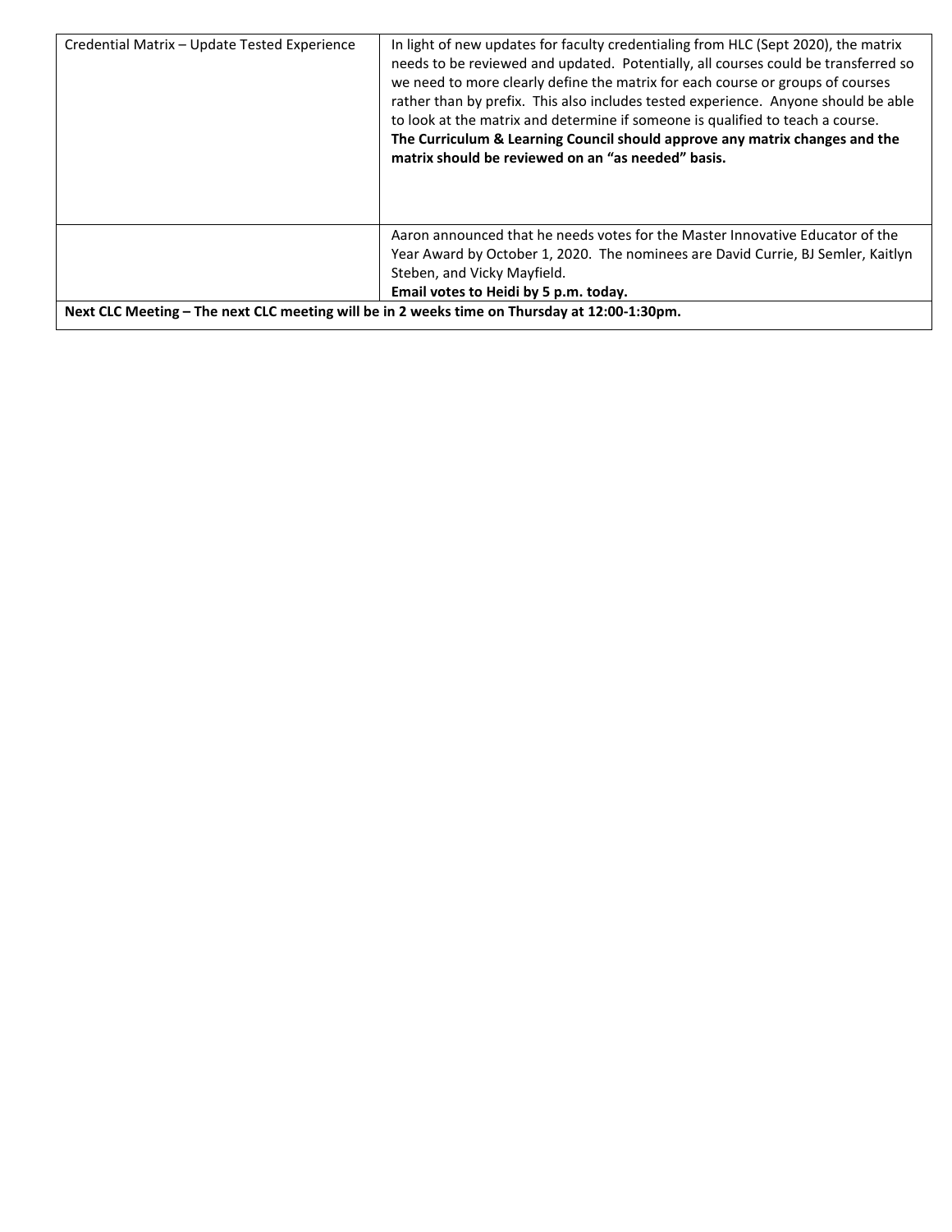| | |
|---|---|
| Credential Matrix – Update Tested Experience | In light of new updates for faculty credentialing from HLC (Sept 2020), the matrix needs to be reviewed and updated. Potentially, all courses could be transferred so we need to more clearly define the matrix for each course or groups of courses rather than by prefix. This also includes tested experience. Anyone should be able to look at the matrix and determine if someone is qualified to teach a course. **The Curriculum & Learning Council should approve any matrix changes and the matrix should be reviewed on an "as needed" basis.** |
| | Aaron announced that he needs votes for the Master Innovative Educator of the Year Award by October 1, 2020. The nominees are David Currie, BJ Semler, Kaitlyn Steben, and Vicky Mayfield. **Email votes to Heidi by 5 p.m. today.** |
| **Next CLC Meeting – The next CLC meeting will be in 2 weeks time on Thursday at 12:00-1:30pm.** | |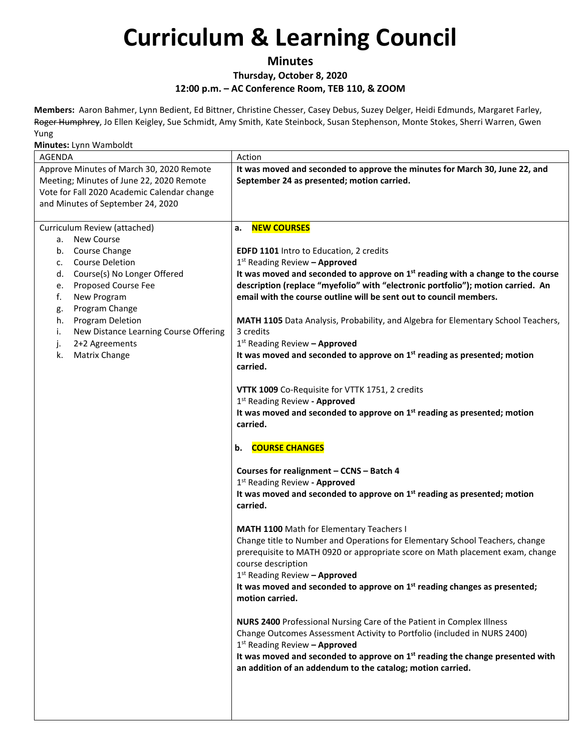# Curriculum & Learning Council

## Minutes

### Thursday, October 8, 2020

### 12:00 p.m. – AC Conference Room, TEB 110, & ZOOM

**Members:** Aaron Bahmer, Lynn Bedient, Ed Bittner, Christine Chesser, Casey Debus, Suzey Delger, Heidi Edmunds, Margaret Farley, ~~Roger Humphrey~~, Jo Ellen Keigley, Sue Schmidt, Amy Smith, Kate Steinbock, Susan Stephenson, Monte Stokes, Sherri Warren, Gwen Yung

**Minutes:** Lynn Wamboldt

| AGENDA | Action |
|---|---|
| Approve Minutes of March 30, 2020 Remote Meeting; Minutes of June 22, 2020 Remote Vote for Fall 2020 Academic Calendar change and Minutes of September 24, 2020 | **It was moved and seconded to approve the minutes for March 30, June 22, and September 24 as presented; motion carried.** |
| Curriculum Review (attached)<br>a. New Course<br>b. Course Change<br>c. Course Deletion<br>d. Course(s) No Longer Offered<br>e. Proposed Course Fee<br>f. New Program<br>g. Program Change<br>h. Program Deletion<br>i. New Distance Learning Course Offering<br>j. 2+2 Agreements<br>k. Matrix Change | **a. NEW COURSES**<br><br>**EDFD 1101** Intro to Education, 2 credits<br>1st Reading Review **– Approved**<br>**It was moved and seconded to approve on 1st reading with a change to the course description (replace "myefolio" with "electronic portfolio"); motion carried. An email with the course outline will be sent out to council members.**<br><br>**MATH 1105** Data Analysis, Probability, and Algebra for Elementary School Teachers, 3 credits<br>1st Reading Review **– Approved**<br>**It was moved and seconded to approve on 1st reading as presented; motion carried.**<br><br>**VTTK 1009** Co-Requisite for VTTK 1751, 2 credits<br>1st Reading Review **- Approved**<br>**It was moved and seconded to approve on 1st reading as presented; motion carried.**<br><br>**b. COURSE CHANGES**<br><br>**Courses for realignment – CCNS – Batch 4**<br>1st Reading Review **- Approved**<br>**It was moved and seconded to approve on 1st reading as presented; motion carried.**<br><br>**MATH 1100** Math for Elementary Teachers I<br>Change title to Number and Operations for Elementary School Teachers, change prerequisite to MATH 0920 or appropriate score on Math placement exam, change course description<br>1st Reading Review **– Approved**<br>**It was moved and seconded to approve on 1st reading changes as presented; motion carried.**<br><br>**NURS 2400** Professional Nursing Care of the Patient in Complex Illness<br>Change Outcomes Assessment Activity to Portfolio (included in NURS 2400)<br>1st Reading Review **– Approved**<br>**It was moved and seconded to approve on 1st reading the change presented with an addition of an addendum to the catalog; motion carried.** |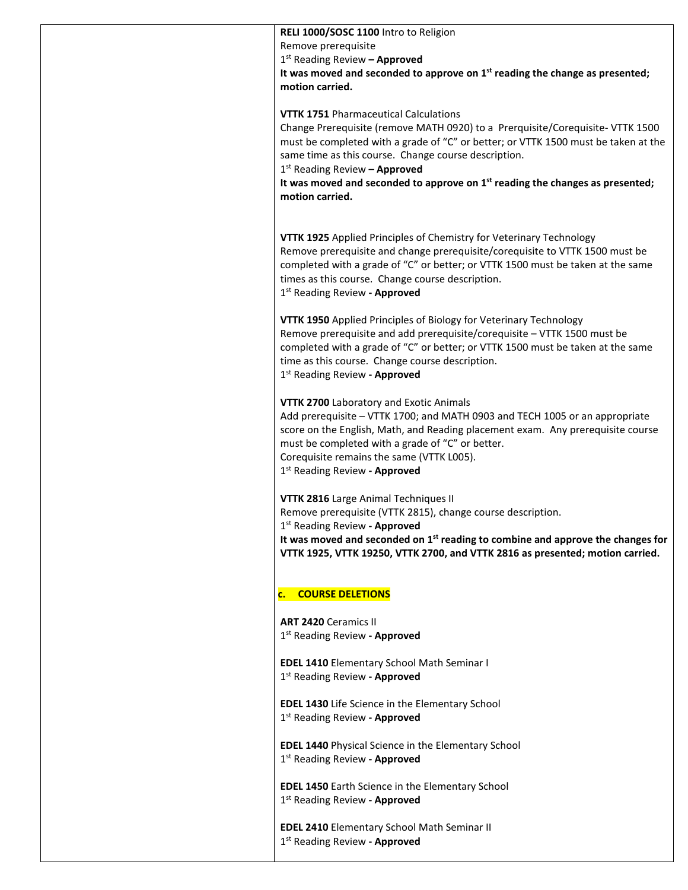**RELI 1000/SOSC 1100** Intro to Religion
Remove prerequisite
1st Reading Review **– Approved**
**It was moved and seconded to approve on 1st reading the change as presented; motion carried.**

**VTTK 1751** Pharmaceutical Calculations
Change Prerequisite (remove MATH 0920) to a Prerquisite/Corequisite- VTTK 1500 must be completed with a grade of "C" or better; or VTTK 1500 must be taken at the same time as this course. Change course description.
1st Reading Review **– Approved**
**It was moved and seconded to approve on 1st reading the changes as presented; motion carried.**

**VTTK 1925** Applied Principles of Chemistry for Veterinary Technology
Remove prerequisite and change prerequisite/corequisite to VTTK 1500 must be completed with a grade of "C" or better; or VTTK 1500 must be taken at the same times as this course. Change course description.
1st Reading Review **- Approved**

**VTTK 1950** Applied Principles of Biology for Veterinary Technology
Remove prerequisite and add prerequisite/corequisite – VTTK 1500 must be completed with a grade of "C" or better; or VTTK 1500 must be taken at the same time as this course. Change course description.
1st Reading Review **- Approved**

**VTTK 2700** Laboratory and Exotic Animals
Add prerequisite – VTTK 1700; and MATH 0903 and TECH 1005 or an appropriate score on the English, Math, and Reading placement exam. Any prerequisite course must be completed with a grade of "C" or better.
Corequisite remains the same (VTTK L005).
1st Reading Review **- Approved**

**VTTK 2816** Large Animal Techniques II
Remove prerequisite (VTTK 2815), change course description.
1st Reading Review **- Approved**
**It was moved and seconded on 1st reading to combine and approve the changes for VTTK 1925, VTTK 19250, VTTK 2700, and VTTK 2816 as presented; motion carried.**

**c. COURSE DELETIONS**

**ART 2420** Ceramics II
1st Reading Review **- Approved**

**EDEL 1410** Elementary School Math Seminar I
1st Reading Review **- Approved**

**EDEL 1430** Life Science in the Elementary School
1st Reading Review **- Approved**

**EDEL 1440** Physical Science in the Elementary School
1st Reading Review **- Approved**

**EDEL 1450** Earth Science in the Elementary School
1st Reading Review **- Approved**

**EDEL 2410** Elementary School Math Seminar II
1st Reading Review **- Approved**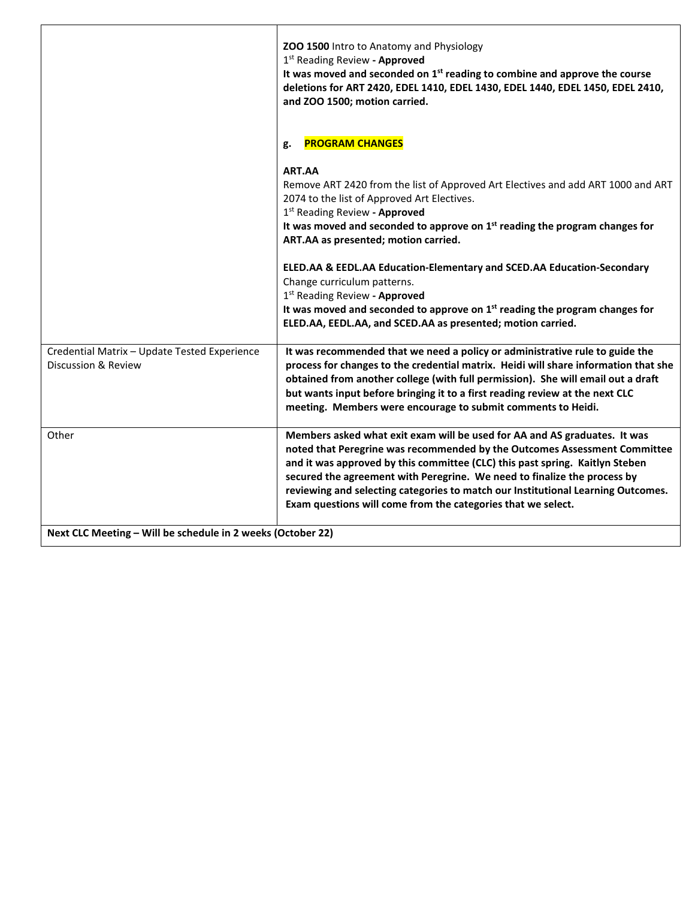| | |
|---|---|
| | **ZOO 1500** Intro to Anatomy and Physiology<br>1st Reading Review **- Approved**<br>**It was moved and seconded on 1st reading to combine and approve the course deletions for ART 2420, EDEL 1410, EDEL 1430, EDEL 1440, EDEL 1450, EDEL 2410, and ZOO 1500; motion carried.**<br><br>**g. PROGRAM CHANGES**<br><br>**ART.AA**<br>Remove ART 2420 from the list of Approved Art Electives and add ART 1000 and ART 2074 to the list of Approved Art Electives.<br>1st Reading Review **- Approved**<br>**It was moved and seconded to approve on 1st reading the program changes for ART.AA as presented; motion carried.**<br><br>**ELED.AA & EEDL.AA Education-Elementary and SCED.AA Education-Secondary**<br>Change curriculum patterns.<br>1st Reading Review **- Approved**<br>**It was moved and seconded to approve on 1st reading the program changes for ELED.AA, EEDL.AA, and SCED.AA as presented; motion carried.** |
| Credential Matrix – Update Tested Experience Discussion & Review | **It was recommended that we need a policy or administrative rule to guide the process for changes to the credential matrix. Heidi will share information that she obtained from another college (with full permission). She will email out a draft but wants input before bringing it to a first reading review at the next CLC meeting. Members were encourage to submit comments to Heidi.** |
| Other | **Members asked what exit exam will be used for AA and AS graduates. It was noted that Peregrine was recommended by the Outcomes Assessment Committee and it was approved by this committee (CLC) this past spring. Kaitlyn Steben secured the agreement with Peregrine. We need to finalize the process by reviewing and selecting categories to match our Institutional Learning Outcomes. Exam questions will come from the categories that we select.** |
| **Next CLC Meeting – Will be schedule in 2 weeks (October 22)** | |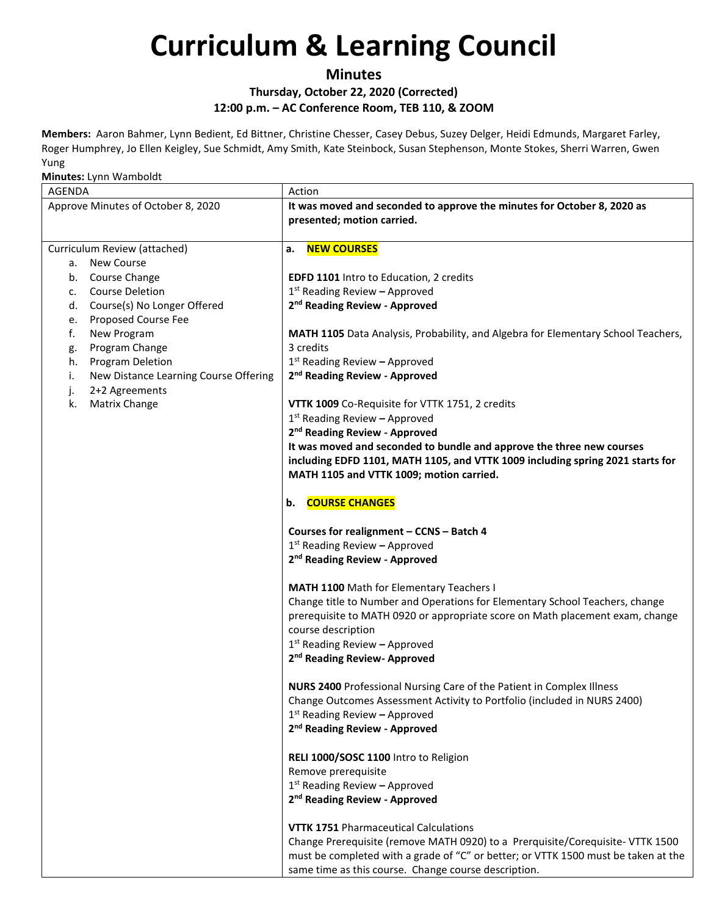# Curriculum & Learning Council

## Minutes

### Thursday, October 22, 2020 (Corrected)

### 12:00 p.m. – AC Conference Room, TEB 110, & ZOOM

**Members:** Aaron Bahmer, Lynn Bedient, Ed Bittner, Christine Chesser, Casey Debus, Suzey Delger, Heidi Edmunds, Margaret Farley, Roger Humphrey, Jo Ellen Keigley, Sue Schmidt, Amy Smith, Kate Steinbock, Susan Stephenson, Monte Stokes, Sherri Warren, Gwen Yung

**Minutes:** Lynn Wamboldt

| AGENDA | Action |
|---|---|
| Approve Minutes of October 8, 2020 | **It was moved and seconded to approve the minutes for October 8, 2020 as presented; motion carried.** |
| Curriculum Review (attached)<br>a. New Course<br>b. Course Change<br>c. Course Deletion<br>d. Course(s) No Longer Offered<br>e. Proposed Course Fee<br>f. New Program<br>g. Program Change<br>h. Program Deletion<br>i. New Distance Learning Course Offering<br>j. 2+2 Agreements<br>k. Matrix Change | **a. NEW COURSES**<br><br>**EDFD 1101** Intro to Education, 2 credits<br>1st Reading Review **–** Approved<br>**2nd Reading Review - Approved**<br><br>**MATH 1105** Data Analysis, Probability, and Algebra for Elementary School Teachers, 3 credits<br>1st Reading Review **–** Approved<br>**2nd Reading Review - Approved**<br><br>**VTTK 1009** Co-Requisite for VTTK 1751, 2 credits<br>1st Reading Review **–** Approved<br>**2nd Reading Review - Approved**<br>**It was moved and seconded to bundle and approve the three new courses including EDFD 1101, MATH 1105, and VTTK 1009 including spring 2021 starts for MATH 1105 and VTTK 1009; motion carried.**<br><br>**b. COURSE CHANGES**<br><br>**Courses for realignment – CCNS – Batch 4**<br>1st Reading Review **–** Approved<br>**2nd Reading Review - Approved**<br><br>**MATH 1100** Math for Elementary Teachers I<br>Change title to Number and Operations for Elementary School Teachers, change prerequisite to MATH 0920 or appropriate score on Math placement exam, change course description<br>1st Reading Review **–** Approved<br>**2nd Reading Review- Approved**<br><br>**NURS 2400** Professional Nursing Care of the Patient in Complex Illness<br>Change Outcomes Assessment Activity to Portfolio (included in NURS 2400)<br>1st Reading Review **–** Approved<br>**2nd Reading Review - Approved**<br><br>**RELI 1000/SOSC 1100** Intro to Religion<br>Remove prerequisite<br>1st Reading Review **–** Approved<br>**2nd Reading Review - Approved**<br><br>**VTTK 1751** Pharmaceutical Calculations<br>Change Prerequisite (remove MATH 0920) to a Prerquisite/Corequisite- VTTK 1500 must be completed with a grade of "C" or better; or VTTK 1500 must be taken at the same time as this course. Change course description. |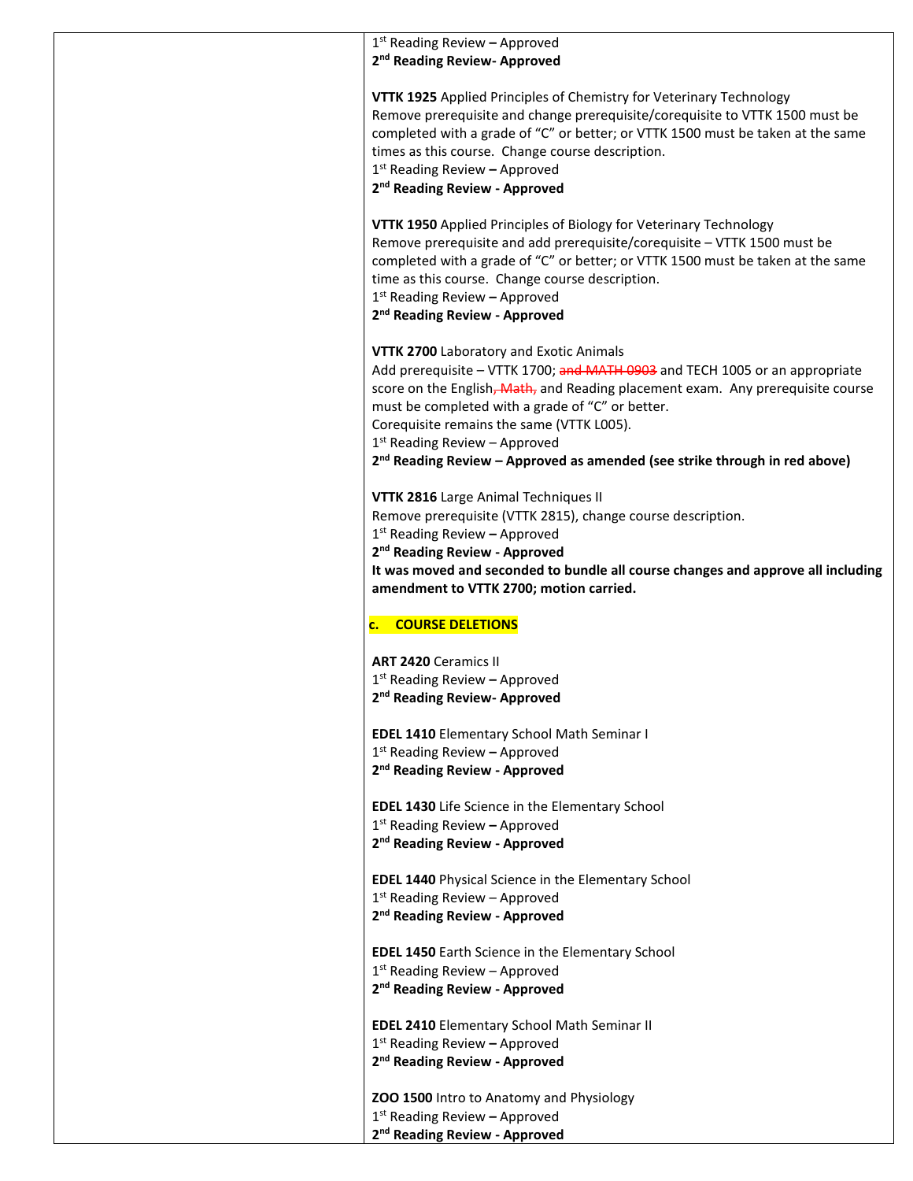1[st] Reading Review **–** Approved
**2[nd] Reading Review- Approved**

**VTTK 1925** Applied Principles of Chemistry for Veterinary Technology
Remove prerequisite and change prerequisite/corequisite to VTTK 1500 must be completed with a grade of "C" or better; or VTTK 1500 must be taken at the same times as this course. Change course description.
1[st] Reading Review **–** Approved
**2[nd] Reading Review - Approved**

**VTTK 1950** Applied Principles of Biology for Veterinary Technology
Remove prerequisite and add prerequisite/corequisite – VTTK 1500 must be completed with a grade of "C" or better; or VTTK 1500 must be taken at the same time as this course. Change course description.
1[st] Reading Review **–** Approved
**2[nd] Reading Review - Approved**

**VTTK 2700** Laboratory and Exotic Animals
Add prerequisite – VTTK 1700; ~~and MATH 0903~~ and TECH 1005 or an appropriate score on the English~~, Math,~~ and Reading placement exam. Any prerequisite course must be completed with a grade of "C" or better.
Corequisite remains the same (VTTK L005).
1[st] Reading Review – Approved
**2[nd] Reading Review – Approved as amended (see strike through in red above)**

**VTTK 2816** Large Animal Techniques II
Remove prerequisite (VTTK 2815), change course description.
1[st] Reading Review **–** Approved
**2[nd] Reading Review - Approved**
**It was moved and seconded to bundle all course changes and approve all including amendment to VTTK 2700; motion carried.**

**c. COURSE DELETIONS**

**ART 2420** Ceramics II
1[st] Reading Review **–** Approved
**2[nd] Reading Review- Approved**

**EDEL 1410** Elementary School Math Seminar I
1[st] Reading Review **–** Approved
**2[nd] Reading Review - Approved**

**EDEL 1430** Life Science in the Elementary School
1[st] Reading Review **–** Approved
**2[nd] Reading Review - Approved**

**EDEL 1440** Physical Science in the Elementary School
1[st] Reading Review – Approved
**2[nd] Reading Review - Approved**

**EDEL 1450** Earth Science in the Elementary School
1[st] Reading Review – Approved
**2[nd] Reading Review - Approved**

**EDEL 2410** Elementary School Math Seminar II
1[st] Reading Review **–** Approved
**2[nd] Reading Review - Approved**

**ZOO 1500** Intro to Anatomy and Physiology
1[st] Reading Review **–** Approved
**2[nd] Reading Review - Approved**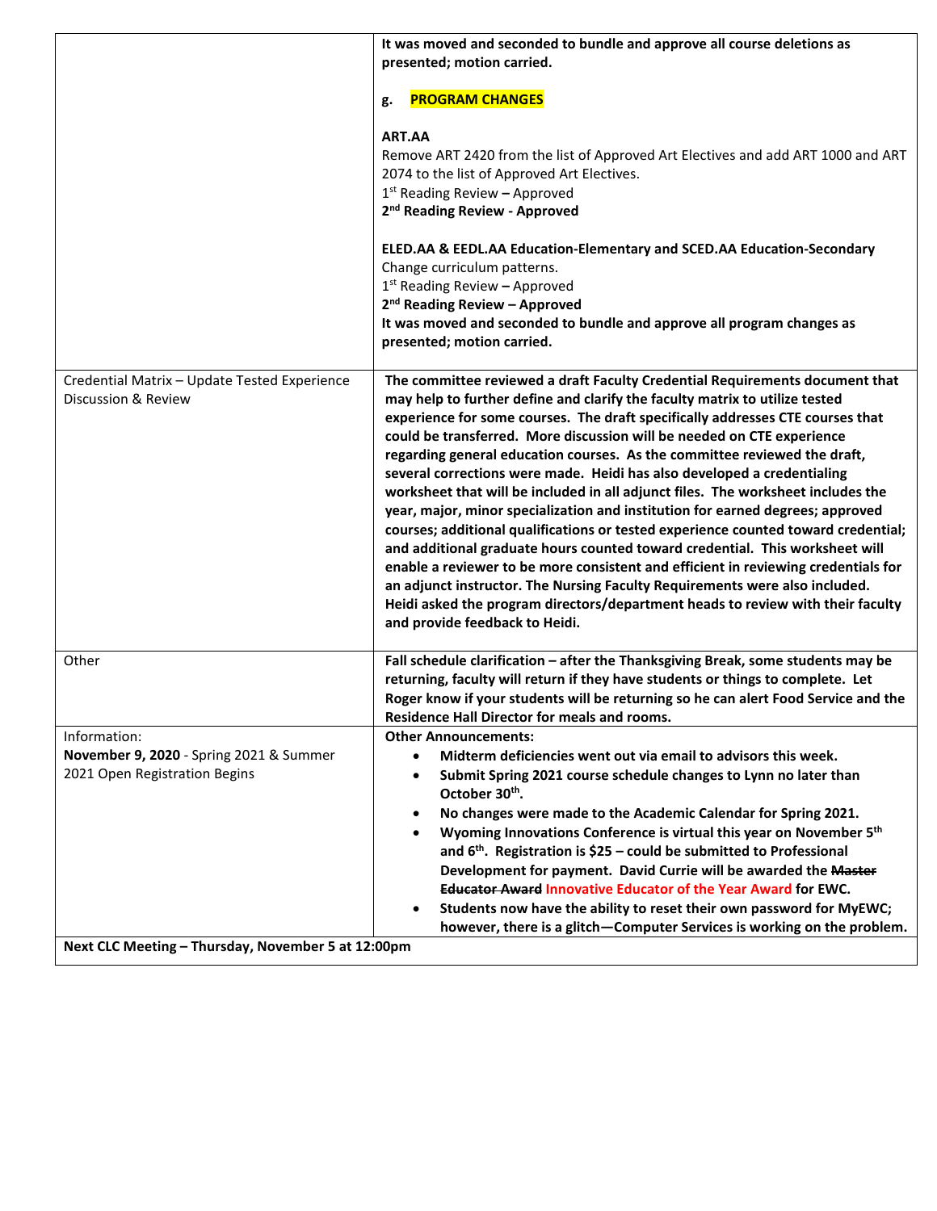| | |
|---|---|
| | **It was moved and seconded to bundle and approve all course deletions as presented; motion carried.**<br><br>**g. PROGRAM CHANGES**<br><br>**ART.AA**<br>Remove ART 2420 from the list of Approved Art Electives and add ART 1000 and ART 2074 to the list of Approved Art Electives.<br>1st Reading Review **–** Approved<br>**2nd Reading Review - Approved**<br><br>**ELED.AA & EEDL.AA Education-Elementary and SCED.AA Education-Secondary**<br>Change curriculum patterns.<br>1st Reading Review **–** Approved<br>**2nd Reading Review – Approved**<br>**It was moved and seconded to bundle and approve all program changes as presented; motion carried.** |
| Credential Matrix – Update Tested Experience Discussion & Review | **The committee reviewed a draft Faculty Credential Requirements document that may help to further define and clarify the faculty matrix to utilize tested experience for some courses. The draft specifically addresses CTE courses that could be transferred. More discussion will be needed on CTE experience regarding general education courses. As the committee reviewed the draft, several corrections were made. Heidi has also developed a credentialing worksheet that will be included in all adjunct files. The worksheet includes the year, major, minor specialization and institution for earned degrees; approved courses; additional qualifications or tested experience counted toward credential; and additional graduate hours counted toward credential. This worksheet will enable a reviewer to be more consistent and efficient in reviewing credentials for an adjunct instructor. The Nursing Faculty Requirements were also included. Heidi asked the program directors/department heads to review with their faculty and provide feedback to Heidi.** |
| Other | **Fall schedule clarification – after the Thanksgiving Break, some students may be returning, faculty will return if they have students or things to complete. Let Roger know if your students will be returning so he can alert Food Service and the Residence Hall Director for meals and rooms.** |
| Information:<br>**November 9, 2020** - Spring 2021 & Summer 2021 Open Registration Begins | **Other Announcements:**<br>• **Midterm deficiencies went out via email to advisors this week.**<br>• **Submit Spring 2021 course schedule changes to Lynn no later than October 30th.**<br>• **No changes were made to the Academic Calendar for Spring 2021.**<br>• **Wyoming Innovations Conference is virtual this year on November 5th and 6th. Registration is $25 – could be submitted to Professional Development for payment. David Currie will be awarded the ~~Master Educator Award~~ Innovative Educator of the Year Award for EWC.**<br>• **Students now have the ability to reset their own password for MyEWC; however, there is a glitch—Computer Services is working on the problem.** |
| **Next CLC Meeting – Thursday, November 5 at 12:00pm** | |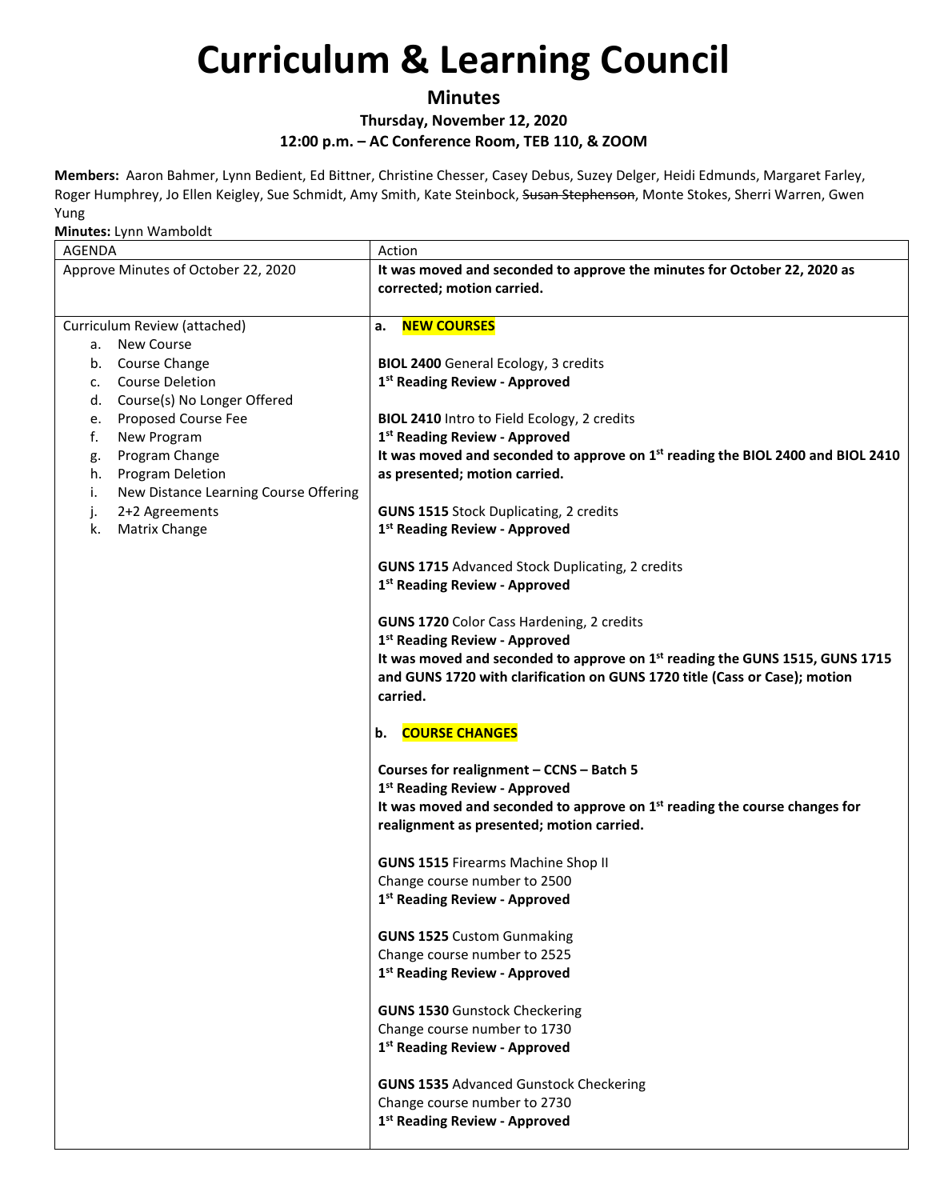# Curriculum & Learning Council

## Minutes

### Thursday, November 12, 2020

### 12:00 p.m. – AC Conference Room, TEB 110, & ZOOM

**Members:** Aaron Bahmer, Lynn Bedient, Ed Bittner, Christine Chesser, Casey Debus, Suzey Delger, Heidi Edmunds, Margaret Farley, Roger Humphrey, Jo Ellen Keigley, Sue Schmidt, Amy Smith, Kate Steinbock, ~~Susan Stephenson~~, Monte Stokes, Sherri Warren, Gwen Yung

**Minutes:** Lynn Wamboldt

| AGENDA | Action |
|---|---|
| Approve Minutes of October 22, 2020 | **It was moved and seconded to approve the minutes for October 22, 2020 as corrected; motion carried.** |
| Curriculum Review (attached)<br>a. New Course<br>b. Course Change<br>c. Course Deletion<br>d. Course(s) No Longer Offered<br>e. Proposed Course Fee<br>f. New Program<br>g. Program Change<br>h. Program Deletion<br>i. New Distance Learning Course Offering<br>j. 2+2 Agreements<br>k. Matrix Change | **a. NEW COURSES**<br><br>**BIOL 2400** General Ecology, 3 credits<br>**1st Reading Review - Approved**<br><br>**BIOL 2410** Intro to Field Ecology, 2 credits<br>**1st Reading Review - Approved**<br>**It was moved and seconded to approve on 1st reading the BIOL 2400 and BIOL 2410 as presented; motion carried.**<br><br>**GUNS 1515** Stock Duplicating, 2 credits<br>**1st Reading Review - Approved**<br><br>**GUNS 1715** Advanced Stock Duplicating, 2 credits<br>**1st Reading Review - Approved**<br><br>**GUNS 1720** Color Cass Hardening, 2 credits<br>**1st Reading Review - Approved**<br>**It was moved and seconded to approve on 1st reading the GUNS 1515, GUNS 1715 and GUNS 1720 with clarification on GUNS 1720 title (Cass or Case); motion carried.**<br><br>**b. COURSE CHANGES**<br><br>**Courses for realignment – CCNS – Batch 5**<br>**1st Reading Review - Approved**<br>**It was moved and seconded to approve on 1st reading the course changes for realignment as presented; motion carried.**<br><br>**GUNS 1515** Firearms Machine Shop II<br>Change course number to 2500<br>**1st Reading Review - Approved**<br><br>**GUNS 1525** Custom Gunmaking<br>Change course number to 2525<br>**1st Reading Review - Approved**<br><br>**GUNS 1530** Gunstock Checkering<br>Change course number to 1730<br>**1st Reading Review - Approved**<br><br>**GUNS 1535** Advanced Gunstock Checkering<br>Change course number to 2730<br>**1st Reading Review - Approved** |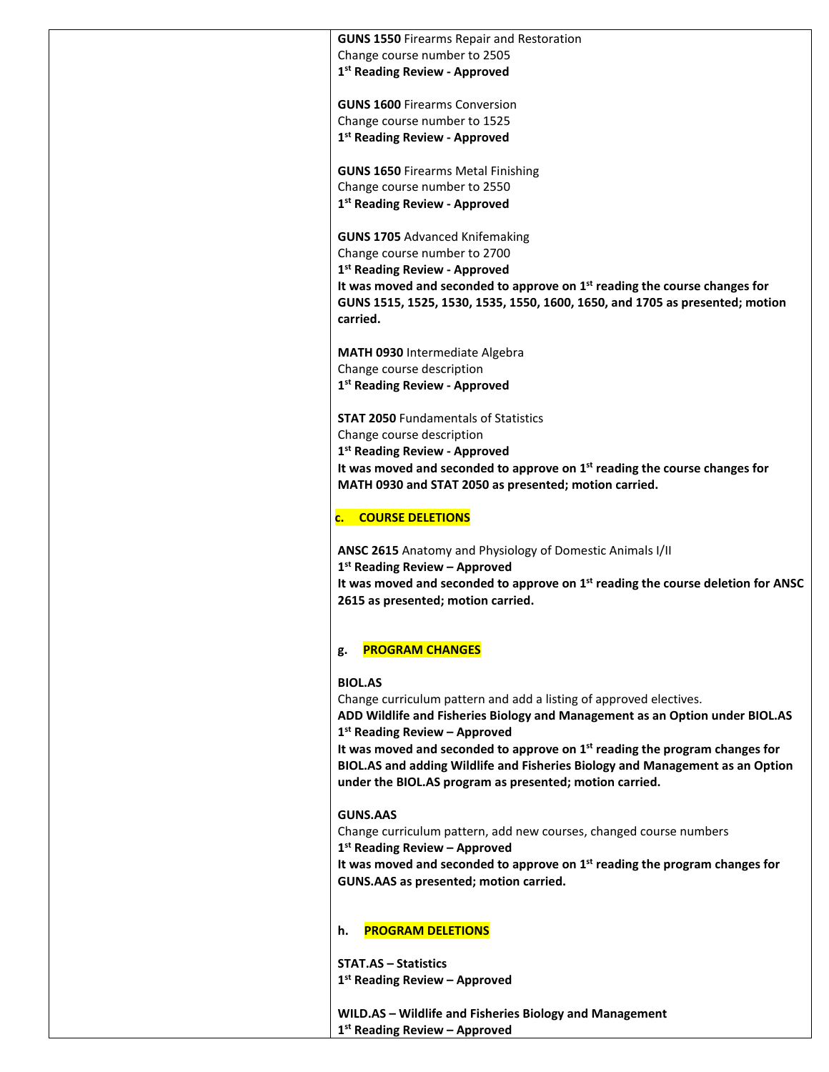**GUNS 1550** Firearms Repair and Restoration
Change course number to 2505
**1st Reading Review - Approved**

**GUNS 1600** Firearms Conversion
Change course number to 1525
**1st Reading Review - Approved**

**GUNS 1650** Firearms Metal Finishing
Change course number to 2550
**1st Reading Review - Approved**

**GUNS 1705** Advanced Knifemaking
Change course number to 2700
**1st Reading Review - Approved**
**It was moved and seconded to approve on 1st reading the course changes for GUNS 1515, 1525, 1530, 1535, 1550, 1600, 1650, and 1705 as presented; motion carried.**

**MATH 0930** Intermediate Algebra
Change course description
**1st Reading Review - Approved**

**STAT 2050** Fundamentals of Statistics
Change course description
**1st Reading Review - Approved**
**It was moved and seconded to approve on 1st reading the course changes for MATH 0930 and STAT 2050 as presented; motion carried.**

**c. COURSE DELETIONS**

**ANSC 2615** Anatomy and Physiology of Domestic Animals I/II
**1st Reading Review – Approved**
**It was moved and seconded to approve on 1st reading the course deletion for ANSC 2615 as presented; motion carried.**

**g. PROGRAM CHANGES**

**BIOL.AS**
Change curriculum pattern and add a listing of approved electives.
**ADD Wildlife and Fisheries Biology and Management as an Option under BIOL.AS**
**1st Reading Review – Approved**
**It was moved and seconded to approve on 1st reading the program changes for BIOL.AS and adding Wildlife and Fisheries Biology and Management as an Option under the BIOL.AS program as presented; motion carried.**

**GUNS.AAS**
Change curriculum pattern, add new courses, changed course numbers
**1st Reading Review – Approved**
**It was moved and seconded to approve on 1st reading the program changes for GUNS.AAS as presented; motion carried.**

**h. PROGRAM DELETIONS**

**STAT.AS – Statistics**
**1st Reading Review – Approved**

**WILD.AS – Wildlife and Fisheries Biology and Management**
**1st Reading Review – Approved**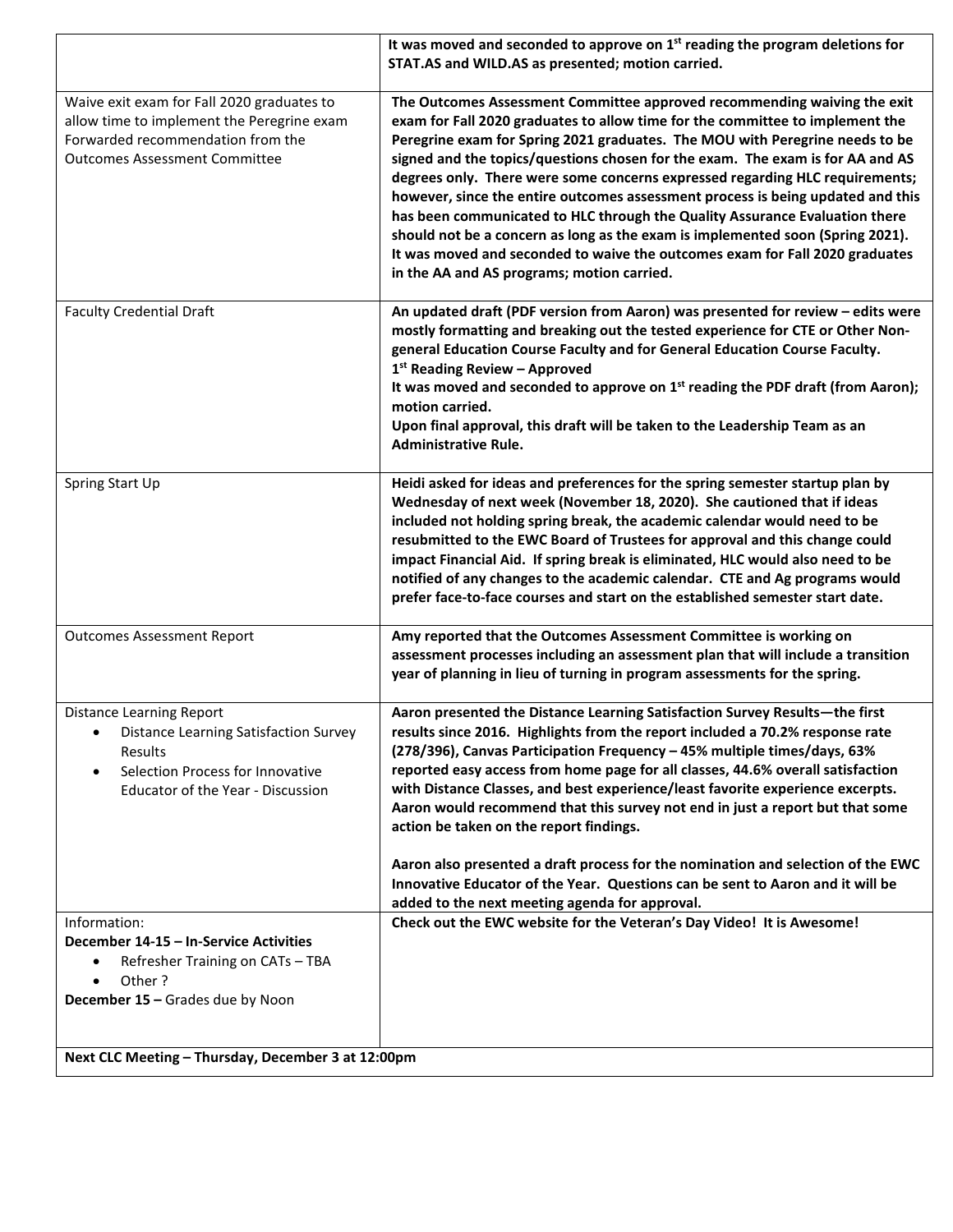| | |
|---|---|
| | **It was moved and seconded to approve on 1st reading the program deletions for STAT.AS and WILD.AS as presented; motion carried.** |
| Waive exit exam for Fall 2020 graduates to allow time to implement the Peregrine exam Forwarded recommendation from the Outcomes Assessment Committee | **The Outcomes Assessment Committee approved recommending waiving the exit exam for Fall 2020 graduates to allow time for the committee to implement the Peregrine exam for Spring 2021 graduates. The MOU with Peregrine needs to be signed and the topics/questions chosen for the exam. The exam is for AA and AS degrees only. There were some concerns expressed regarding HLC requirements; however, since the entire outcomes assessment process is being updated and this has been communicated to HLC through the Quality Assurance Evaluation there should not be a concern as long as the exam is implemented soon (Spring 2021). It was moved and seconded to waive the outcomes exam for Fall 2020 graduates in the AA and AS programs; motion carried.** |
| Faculty Credential Draft | **An updated draft (PDF version from Aaron) was presented for review – edits were mostly formatting and breaking out the tested experience for CTE or Other Non-general Education Course Faculty and for General Education Course Faculty.** <br> **1st Reading Review – Approved** <br> **It was moved and seconded to approve on 1st reading the PDF draft (from Aaron); motion carried.** <br> **Upon final approval, this draft will be taken to the Leadership Team as an Administrative Rule.** |
| Spring Start Up | **Heidi asked for ideas and preferences for the spring semester startup plan by Wednesday of next week (November 18, 2020). She cautioned that if ideas included not holding spring break, the academic calendar would need to be resubmitted to the EWC Board of Trustees for approval and this change could impact Financial Aid. If spring break is eliminated, HLC would also need to be notified of any changes to the academic calendar. CTE and Ag programs would prefer face-to-face courses and start on the established semester start date.** |
| Outcomes Assessment Report | **Amy reported that the Outcomes Assessment Committee is working on assessment processes including an assessment plan that will include a transition year of planning in lieu of turning in program assessments for the spring.** |
| Distance Learning Report <br> • Distance Learning Satisfaction Survey Results <br> • Selection Process for Innovative Educator of the Year - Discussion | **Aaron presented the Distance Learning Satisfaction Survey Results—the first results since 2016. Highlights from the report included a 70.2% response rate (278/396), Canvas Participation Frequency – 45% multiple times/days, 63% reported easy access from home page for all classes, 44.6% overall satisfaction with Distance Classes, and best experience/least favorite experience excerpts. Aaron would recommend that this survey not end in just a report but that some action be taken on the report findings.** <br><br> **Aaron also presented a draft process for the nomination and selection of the EWC Innovative Educator of the Year. Questions can be sent to Aaron and it will be added to the next meeting agenda for approval.** |
| Information: <br> **December 14-15 – In-Service Activities** <br> • Refresher Training on CATs – TBA <br> • Other ? <br> **December 15 –** Grades due by Noon | **Check out the EWC website for the Veteran's Day Video! It is Awesome!** |
| **Next CLC Meeting – Thursday, December 3 at 12:00pm** | |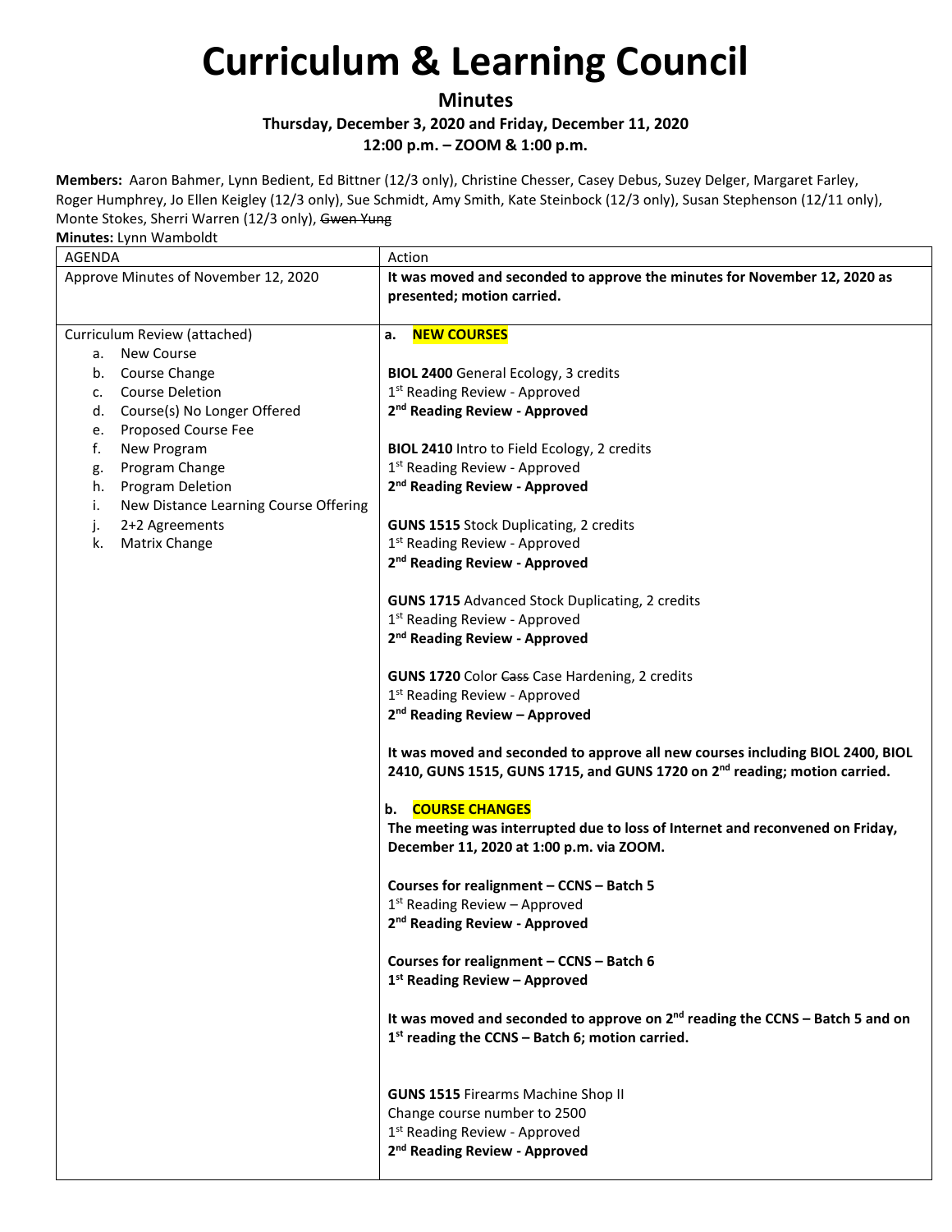# Curriculum & Learning Council

**Minutes**

**Thursday, December 3, 2020 and Friday, December 11, 2020**

**12:00 p.m. – ZOOM & 1:00 p.m.**

**Members:** Aaron Bahmer, Lynn Bedient, Ed Bittner (12/3 only), Christine Chesser, Casey Debus, Suzey Delger, Margaret Farley, Roger Humphrey, Jo Ellen Keigley (12/3 only), Sue Schmidt, Amy Smith, Kate Steinbock (12/3 only), Susan Stephenson (12/11 only), Monte Stokes, Sherri Warren (12/3 only), ~~Gwen Yung~~

**Minutes:** Lynn Wamboldt

| AGENDA | Action |
|---|---|
| Approve Minutes of November 12, 2020 | **It was moved and seconded to approve the minutes for November 12, 2020 as presented; motion carried.** |
| Curriculum Review (attached)<br>a. New Course<br>b. Course Change<br>c. Course Deletion<br>d. Course(s) No Longer Offered<br>e. Proposed Course Fee<br>f. New Program<br>g. Program Change<br>h. Program Deletion<br>i. New Distance Learning Course Offering<br>j. 2+2 Agreements<br>k. Matrix Change | **a. NEW COURSES**<br><br>**BIOL 2400** General Ecology, 3 credits<br>1st Reading Review - Approved<br>**2nd Reading Review - Approved**<br><br>**BIOL 2410** Intro to Field Ecology, 2 credits<br>1st Reading Review - Approved<br>**2nd Reading Review - Approved**<br><br>**GUNS 1515** Stock Duplicating, 2 credits<br>1st Reading Review - Approved<br>**2nd Reading Review - Approved**<br><br>**GUNS 1715** Advanced Stock Duplicating, 2 credits<br>1st Reading Review - Approved<br>**2nd Reading Review - Approved**<br><br>**GUNS 1720** Color ~~Cass~~ Case Hardening, 2 credits<br>1st Reading Review - Approved<br>**2nd Reading Review – Approved**<br><br>**It was moved and seconded to approve all new courses including BIOL 2400, BIOL 2410, GUNS 1515, GUNS 1715, and GUNS 1720 on 2nd reading; motion carried.**<br><br>**b. COURSE CHANGES**<br>**The meeting was interrupted due to loss of Internet and reconvened on Friday, December 11, 2020 at 1:00 p.m. via ZOOM.**<br><br>**Courses for realignment – CCNS – Batch 5**<br>1st Reading Review – Approved<br>**2nd Reading Review - Approved**<br><br>**Courses for realignment – CCNS – Batch 6**<br>**1st Reading Review – Approved**<br><br>**It was moved and seconded to approve on 2nd reading the CCNS – Batch 5 and on 1st reading the CCNS – Batch 6; motion carried.**<br><br>**GUNS 1515** Firearms Machine Shop II<br>Change course number to 2500<br>1st Reading Review - Approved<br>**2nd Reading Review - Approved** |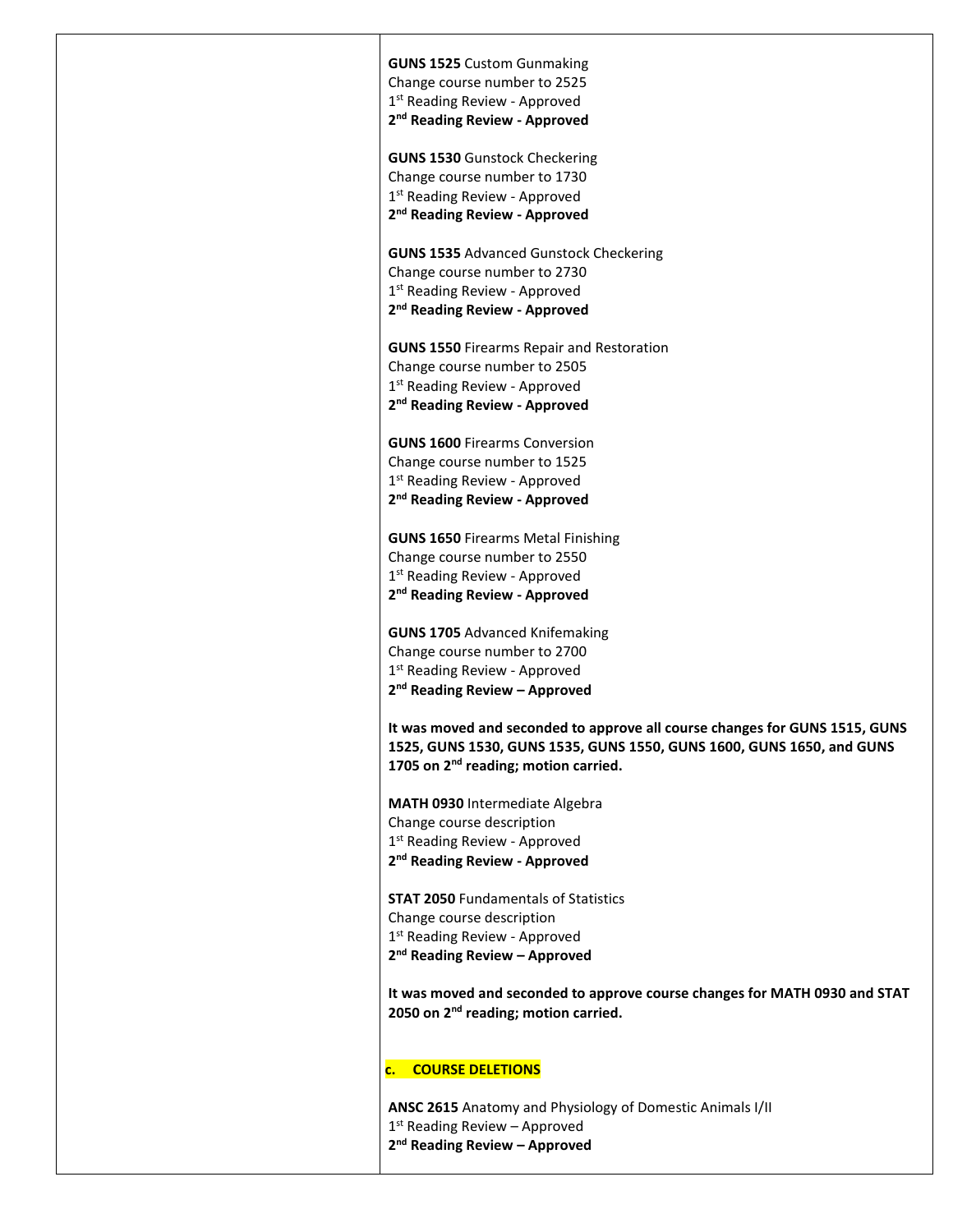**GUNS 1525** Custom Gunmaking
Change course number to 2525
1st Reading Review - Approved
**2nd Reading Review - Approved**

**GUNS 1530** Gunstock Checkering
Change course number to 1730
1st Reading Review - Approved
**2nd Reading Review - Approved**

**GUNS 1535** Advanced Gunstock Checkering
Change course number to 2730
1st Reading Review - Approved
**2nd Reading Review - Approved**

**GUNS 1550** Firearms Repair and Restoration
Change course number to 2505
1st Reading Review - Approved
**2nd Reading Review - Approved**

**GUNS 1600** Firearms Conversion
Change course number to 1525
1st Reading Review - Approved
**2nd Reading Review - Approved**

**GUNS 1650** Firearms Metal Finishing
Change course number to 2550
1st Reading Review - Approved
**2nd Reading Review - Approved**

**GUNS 1705** Advanced Knifemaking
Change course number to 2700
1st Reading Review - Approved
**2nd Reading Review – Approved**

**It was moved and seconded to approve all course changes for GUNS 1515, GUNS 1525, GUNS 1530, GUNS 1535, GUNS 1550, GUNS 1600, GUNS 1650, and GUNS 1705 on 2nd reading; motion carried.**

**MATH 0930** Intermediate Algebra
Change course description
1st Reading Review - Approved
**2nd Reading Review - Approved**

**STAT 2050** Fundamentals of Statistics
Change course description
1st Reading Review - Approved
**2nd Reading Review – Approved**

**It was moved and seconded to approve course changes for MATH 0930 and STAT 2050 on 2nd reading; motion carried.**

**c. COURSE DELETIONS**

**ANSC 2615** Anatomy and Physiology of Domestic Animals I/II
1st Reading Review – Approved
**2nd Reading Review – Approved**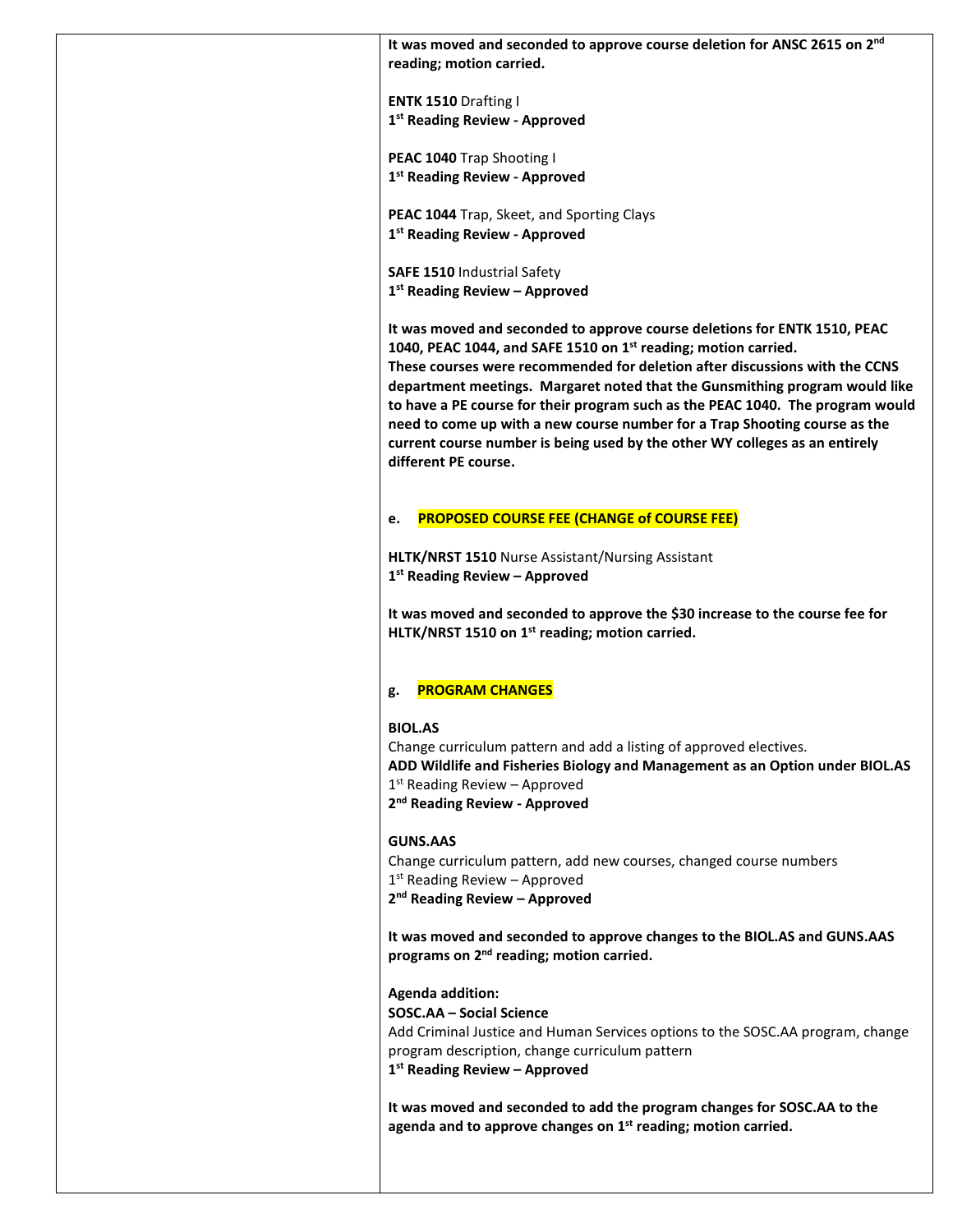**It was moved and seconded to approve course deletion for ANSC 2615 on 2nd reading; motion carried.**

**ENTK 1510** Drafting I
**1st Reading Review - Approved**

**PEAC 1040** Trap Shooting I
**1st Reading Review - Approved**

**PEAC 1044** Trap, Skeet, and Sporting Clays
**1st Reading Review - Approved**

**SAFE 1510** Industrial Safety
**1st Reading Review – Approved**

**It was moved and seconded to approve course deletions for ENTK 1510, PEAC 1040, PEAC 1044, and SAFE 1510 on 1st reading; motion carried.**
**These courses were recommended for deletion after discussions with the CCNS department meetings. Margaret noted that the Gunsmithing program would like to have a PE course for their program such as the PEAC 1040. The program would need to come up with a new course number for a Trap Shooting course as the current course number is being used by the other WY colleges as an entirely different PE course.**

**e. PROPOSED COURSE FEE (CHANGE of COURSE FEE)**

**HLTK/NRST 1510** Nurse Assistant/Nursing Assistant
**1st Reading Review – Approved**

**It was moved and seconded to approve the $30 increase to the course fee for HLTK/NRST 1510 on 1st reading; motion carried.**

**g. PROGRAM CHANGES**

**BIOL.AS**
Change curriculum pattern and add a listing of approved electives.
**ADD Wildlife and Fisheries Biology and Management as an Option under BIOL.AS**
1st Reading Review – Approved
**2nd Reading Review - Approved**

**GUNS.AAS**
Change curriculum pattern, add new courses, changed course numbers
1st Reading Review – Approved
**2nd Reading Review – Approved**

**It was moved and seconded to approve changes to the BIOL.AS and GUNS.AAS programs on 2nd reading; motion carried.**

**Agenda addition:**
**SOSC.AA – Social Science**
Add Criminal Justice and Human Services options to the SOSC.AA program, change program description, change curriculum pattern
**1st Reading Review – Approved**

**It was moved and seconded to add the program changes for SOSC.AA to the agenda and to approve changes on 1st reading; motion carried.**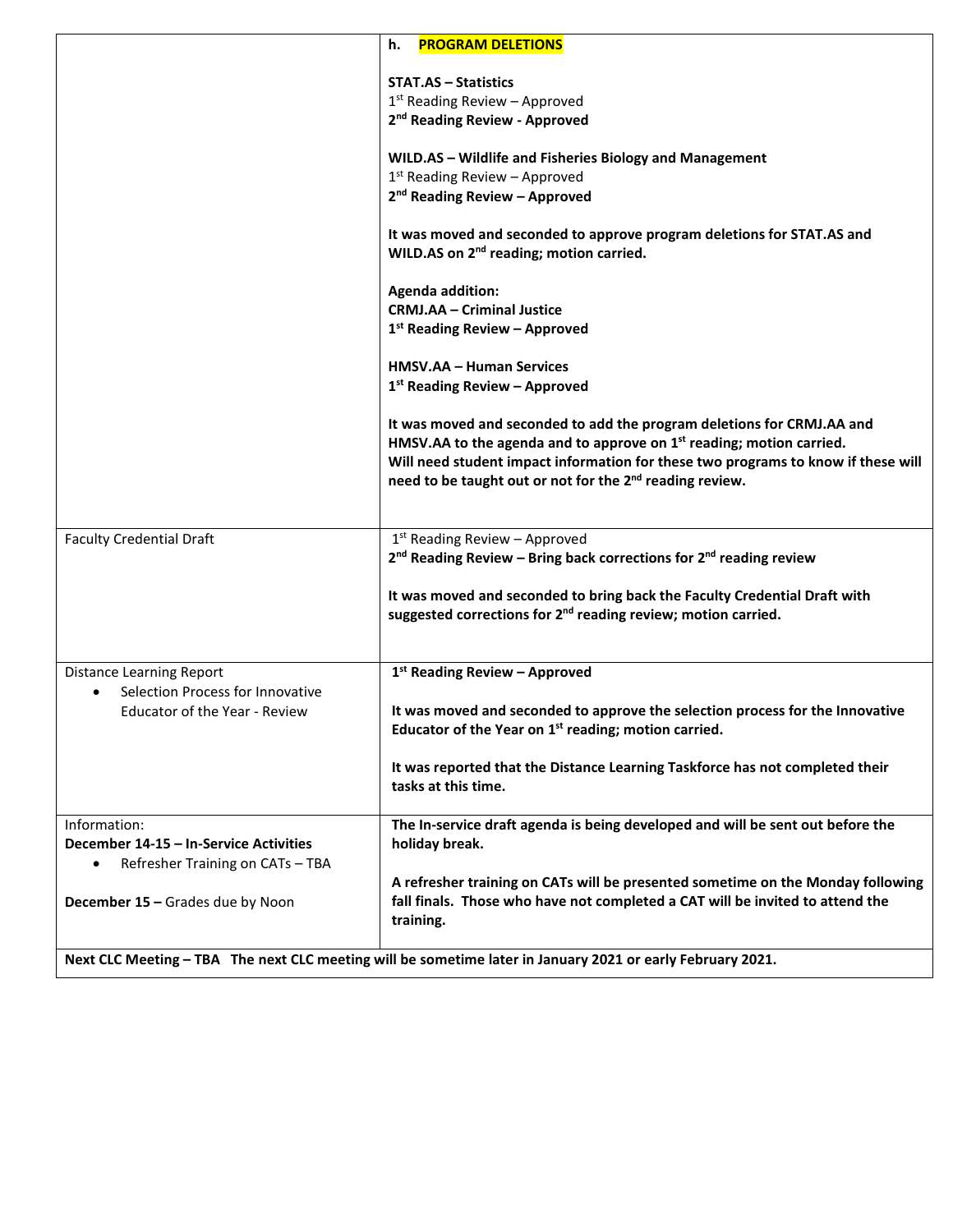| | |
|---|---|
| | **h. PROGRAM DELETIONS**<br><br>**STAT.AS – Statistics**<br>1st Reading Review – Approved<br>**2nd Reading Review - Approved**<br><br>**WILD.AS – Wildlife and Fisheries Biology and Management**<br>1st Reading Review – Approved<br>**2nd Reading Review – Approved**<br><br>**It was moved and seconded to approve program deletions for STAT.AS and WILD.AS on 2nd reading; motion carried.**<br><br>**Agenda addition:**<br>**CRMJ.AA – Criminal Justice**<br>**1st Reading Review – Approved**<br><br>**HMSV.AA – Human Services**<br>**1st Reading Review – Approved**<br><br>**It was moved and seconded to add the program deletions for CRMJ.AA and HMSV.AA to the agenda and to approve on 1st reading; motion carried.**<br>**Will need student impact information for these two programs to know if these will need to be taught out or not for the 2nd reading review.** |
| Faculty Credential Draft | 1st Reading Review – Approved<br>**2nd Reading Review – Bring back corrections for 2nd reading review**<br><br>**It was moved and seconded to bring back the Faculty Credential Draft with suggested corrections for 2nd reading review; motion carried.** |
| Distance Learning Report<br>• Selection Process for Innovative Educator of the Year - Review | **1st Reading Review – Approved**<br><br>**It was moved and seconded to approve the selection process for the Innovative Educator of the Year on 1st reading; motion carried.**<br><br>**It was reported that the Distance Learning Taskforce has not completed their tasks at this time.** |
| Information:<br>**December 14-15 – In-Service Activities**<br>• Refresher Training on CATs – TBA<br><br>**December 15 –** Grades due by Noon | **The In-service draft agenda is being developed and will be sent out before the holiday break.**<br><br>**A refresher training on CATs will be presented sometime on the Monday following fall finals. Those who have not completed a CAT will be invited to attend the training.** |
| **Next CLC Meeting – TBA The next CLC meeting will be sometime later in January 2021 or early February 2021.** | |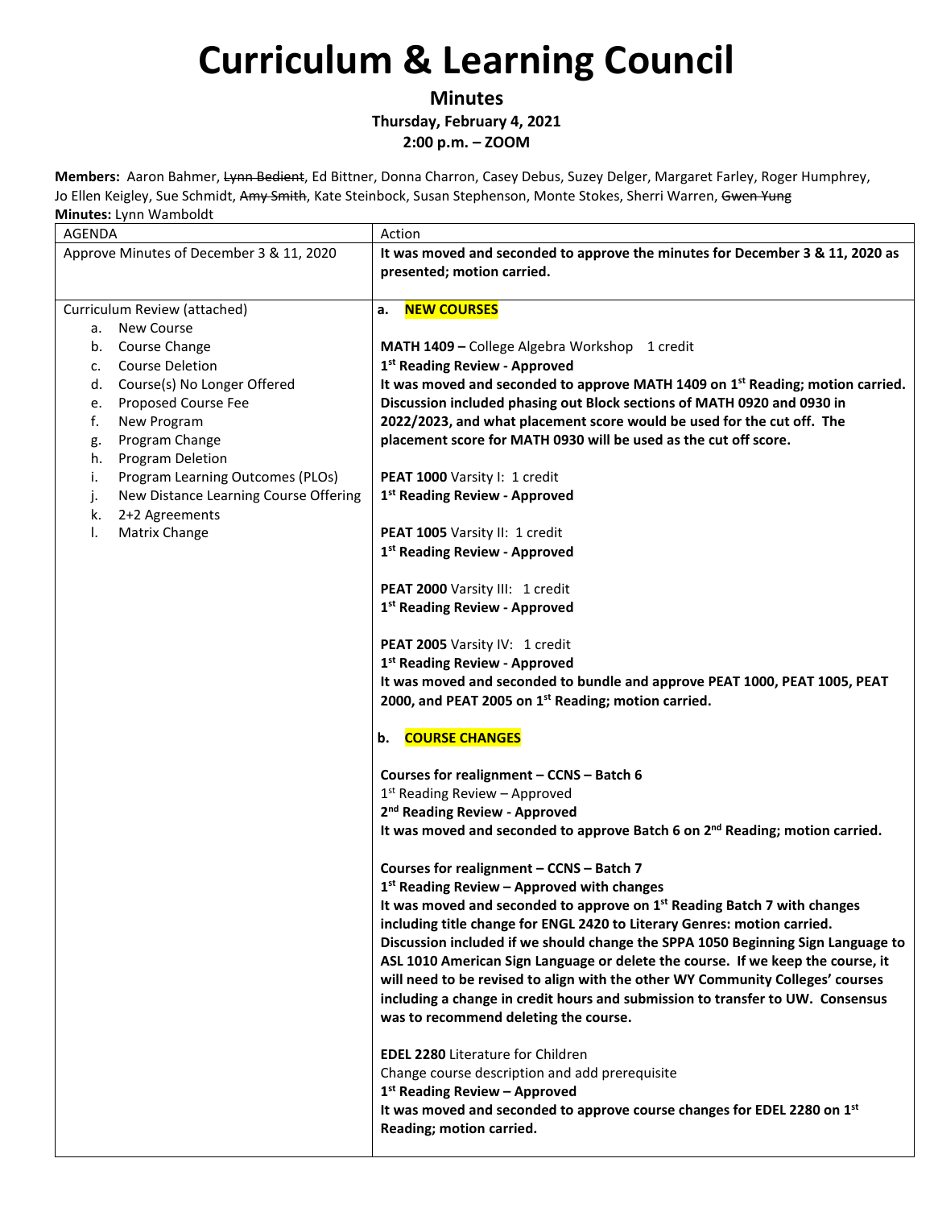# Curriculum & Learning Council

**Minutes**

**Thursday, February 4, 2021**

**2:00 p.m. – ZOOM**

**Members:** Aaron Bahmer, ~~Lynn Bedient~~, Ed Bittner, Donna Charron, Casey Debus, Suzey Delger, Margaret Farley, Roger Humphrey, Jo Ellen Keigley, Sue Schmidt, ~~Amy Smith~~, Kate Steinbock, Susan Stephenson, Monte Stokes, Sherri Warren, ~~Gwen Yung~~

**Minutes:** Lynn Wamboldt

| AGENDA | Action |
|---|---|
| Approve Minutes of December 3 & 11, 2020 | **It was moved and seconded to approve the minutes for December 3 & 11, 2020 as presented; motion carried.** |
| Curriculum Review (attached)<br>a. New Course<br>b. Course Change<br>c. Course Deletion<br>d. Course(s) No Longer Offered<br>e. Proposed Course Fee<br>f. New Program<br>g. Program Change<br>h. Program Deletion<br>i. Program Learning Outcomes (PLOs)<br>j. New Distance Learning Course Offering<br>k. 2+2 Agreements<br>l. Matrix Change | **a. NEW COURSES**<br><br>**MATH 1409 –** College Algebra Workshop 1 credit<br>**1st Reading Review - Approved**<br>**It was moved and seconded to approve MATH 1409 on 1st Reading; motion carried. Discussion included phasing out Block sections of MATH 0920 and 0930 in 2022/2023, and what placement score would be used for the cut off. The placement score for MATH 0930 will be used as the cut off score.**<br><br>**PEAT 1000** Varsity I: 1 credit<br>**1st Reading Review - Approved**<br><br>**PEAT 1005** Varsity II: 1 credit<br>**1st Reading Review - Approved**<br><br>**PEAT 2000** Varsity III: 1 credit<br>**1st Reading Review - Approved**<br><br>**PEAT 2005** Varsity IV: 1 credit<br>**1st Reading Review - Approved**<br>**It was moved and seconded to bundle and approve PEAT 1000, PEAT 1005, PEAT 2000, and PEAT 2005 on 1st Reading; motion carried.**<br><br>**b. COURSE CHANGES**<br><br>**Courses for realignment – CCNS – Batch 6**<br>1st Reading Review – Approved<br>**2nd Reading Review - Approved**<br>**It was moved and seconded to approve Batch 6 on 2nd Reading; motion carried.**<br><br>**Courses for realignment – CCNS – Batch 7**<br>**1st Reading Review – Approved with changes**<br>**It was moved and seconded to approve on 1st Reading Batch 7 with changes including title change for ENGL 2420 to Literary Genres: motion carried. Discussion included if we should change the SPPA 1050 Beginning Sign Language to ASL 1010 American Sign Language or delete the course. If we keep the course, it will need to be revised to align with the other WY Community Colleges' courses including a change in credit hours and submission to transfer to UW. Consensus was to recommend deleting the course.**<br><br>**EDEL 2280** Literature for Children<br>Change course description and add prerequisite<br>**1st Reading Review – Approved**<br>**It was moved and seconded to approve course changes for EDEL 2280 on 1st Reading; motion carried.** |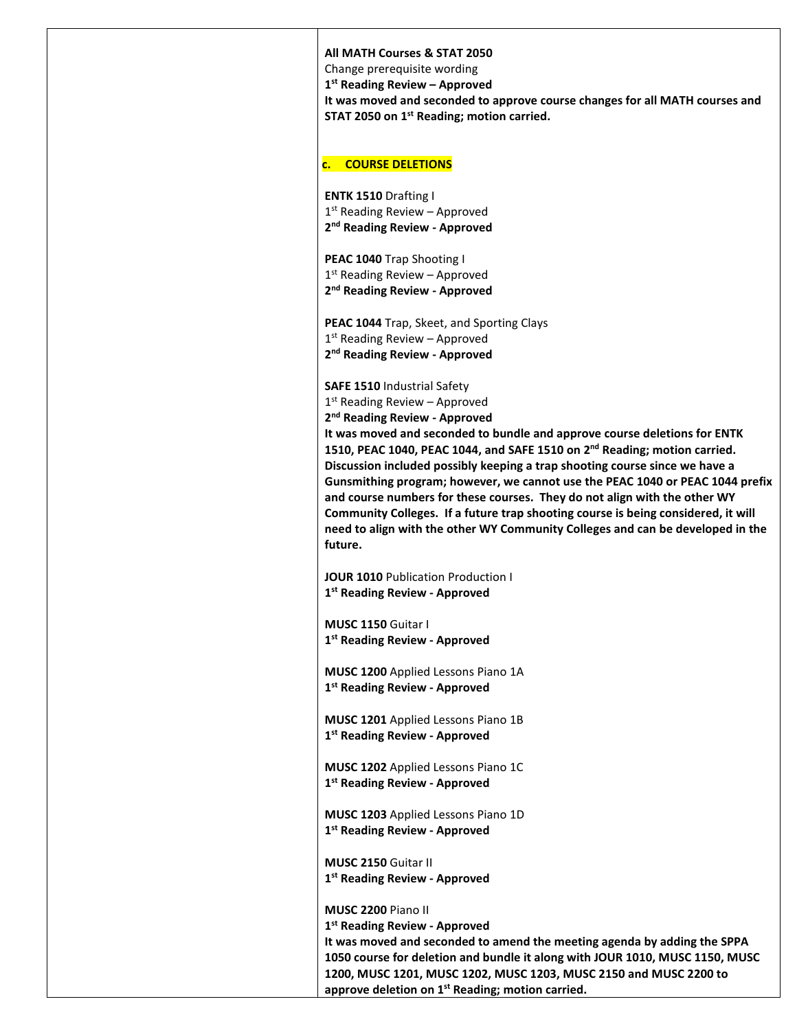**All MATH Courses & STAT 2050**
Change prerequisite wording
**1st Reading Review – Approved**
**It was moved and seconded to approve course changes for all MATH courses and STAT 2050 on 1st Reading; motion carried.**

**c. COURSE DELETIONS**

**ENTK 1510** Drafting I
1st Reading Review – Approved
**2nd Reading Review - Approved**

**PEAC 1040** Trap Shooting I
1st Reading Review – Approved
**2nd Reading Review - Approved**

**PEAC 1044** Trap, Skeet, and Sporting Clays
1st Reading Review – Approved
**2nd Reading Review - Approved**

**SAFE 1510** Industrial Safety
1st Reading Review – Approved
**2nd Reading Review - Approved**
**It was moved and seconded to bundle and approve course deletions for ENTK 1510, PEAC 1040, PEAC 1044, and SAFE 1510 on 2nd Reading; motion carried. Discussion included possibly keeping a trap shooting course since we have a Gunsmithing program; however, we cannot use the PEAC 1040 or PEAC 1044 prefix and course numbers for these courses. They do not align with the other WY Community Colleges. If a future trap shooting course is being considered, it will need to align with the other WY Community Colleges and can be developed in the future.**

**JOUR 1010** Publication Production I
**1st Reading Review - Approved**

**MUSC 1150** Guitar I
**1st Reading Review - Approved**

**MUSC 1200** Applied Lessons Piano 1A
**1st Reading Review - Approved**

**MUSC 1201** Applied Lessons Piano 1B
**1st Reading Review - Approved**

**MUSC 1202** Applied Lessons Piano 1C
**1st Reading Review - Approved**

**MUSC 1203** Applied Lessons Piano 1D
**1st Reading Review - Approved**

**MUSC 2150** Guitar II
**1st Reading Review - Approved**

**MUSC 2200** Piano II
**1st Reading Review - Approved**
**It was moved and seconded to amend the meeting agenda by adding the SPPA 1050 course for deletion and bundle it along with JOUR 1010, MUSC 1150, MUSC 1200, MUSC 1201, MUSC 1202, MUSC 1203, MUSC 2150 and MUSC 2200 to approve deletion on 1st Reading; motion carried.**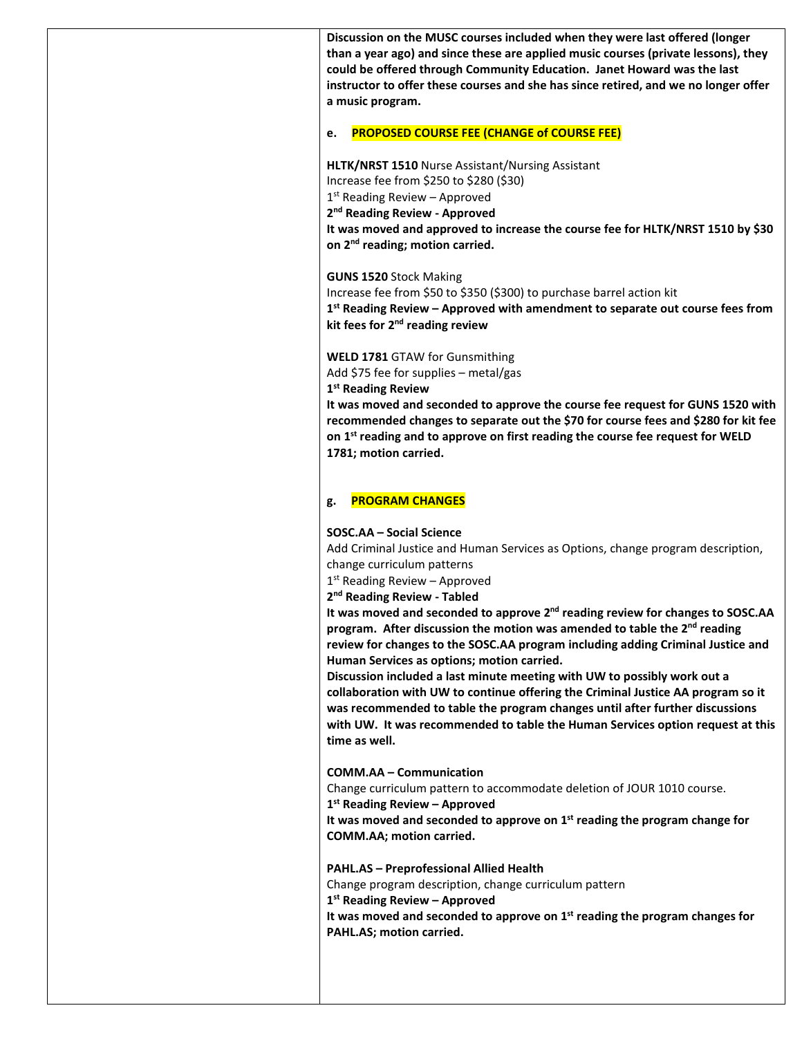**Discussion on the MUSC courses included when they were last offered (longer than a year ago) and since these are applied music courses (private lessons), they could be offered through Community Education. Janet Howard was the last instructor to offer these courses and she has since retired, and we no longer offer a music program.**

**e. PROPOSED COURSE FEE (CHANGE of COURSE FEE)**

**HLTK/NRST 1510** Nurse Assistant/Nursing Assistant
Increase fee from $250 to $280 ($30)
1st Reading Review – Approved
**2nd Reading Review - Approved**
**It was moved and approved to increase the course fee for HLTK/NRST 1510 by $30 on 2nd reading; motion carried.**

**GUNS 1520** Stock Making
Increase fee from $50 to $350 ($300) to purchase barrel action kit
**1st Reading Review – Approved with amendment to separate out course fees from kit fees for 2nd reading review**

**WELD 1781** GTAW for Gunsmithing
Add $75 fee for supplies – metal/gas
**1st Reading Review**
**It was moved and seconded to approve the course fee request for GUNS 1520 with recommended changes to separate out the $70 for course fees and $280 for kit fee on 1st reading and to approve on first reading the course fee request for WELD 1781; motion carried.**

**g. PROGRAM CHANGES**

**SOSC.AA – Social Science**
Add Criminal Justice and Human Services as Options, change program description, change curriculum patterns
1st Reading Review – Approved
**2nd Reading Review - Tabled**
**It was moved and seconded to approve 2nd reading review for changes to SOSC.AA program. After discussion the motion was amended to table the 2nd reading review for changes to the SOSC.AA program including adding Criminal Justice and Human Services as options; motion carried.**
**Discussion included a last minute meeting with UW to possibly work out a collaboration with UW to continue offering the Criminal Justice AA program so it was recommended to table the program changes until after further discussions with UW. It was recommended to table the Human Services option request at this time as well.**

**COMM.AA – Communication**
Change curriculum pattern to accommodate deletion of JOUR 1010 course.
**1st Reading Review – Approved**
**It was moved and seconded to approve on 1st reading the program change for COMM.AA; motion carried.**

**PAHL.AS – Preprofessional Allied Health**
Change program description, change curriculum pattern
**1st Reading Review – Approved**
**It was moved and seconded to approve on 1st reading the program changes for PAHL.AS; motion carried.**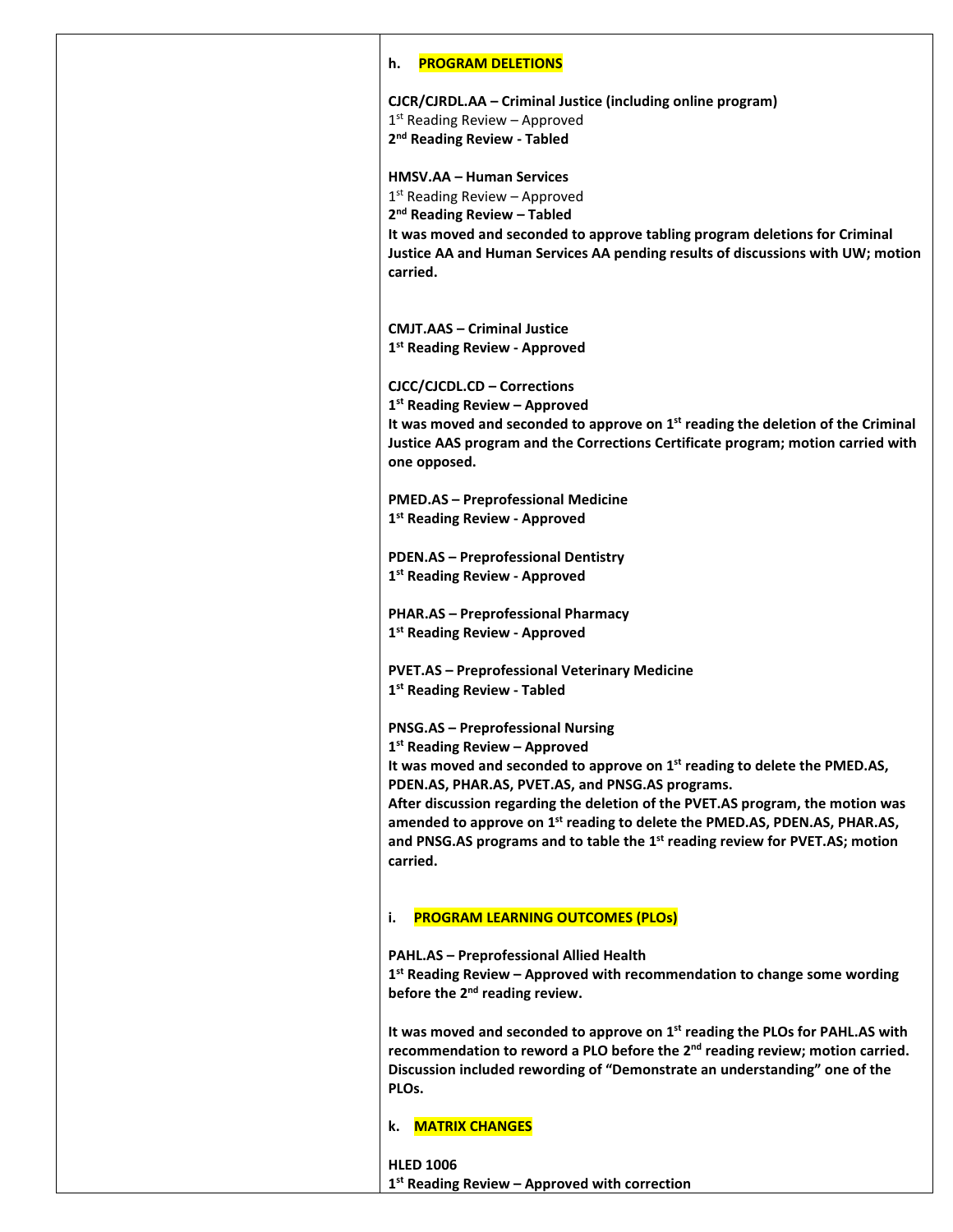**h. PROGRAM DELETIONS**

**CJCR/CJRDL.AA – Criminal Justice (including online program)**
1st Reading Review – Approved
**2nd Reading Review - Tabled**

**HMSV.AA – Human Services**
1st Reading Review – Approved
**2nd Reading Review – Tabled**
**It was moved and seconded to approve tabling program deletions for Criminal Justice AA and Human Services AA pending results of discussions with UW; motion carried.**

**CMJT.AAS – Criminal Justice**
**1st Reading Review - Approved**

**CJCC/CJCDL.CD – Corrections**
**1st Reading Review – Approved**
**It was moved and seconded to approve on 1st reading the deletion of the Criminal Justice AAS program and the Corrections Certificate program; motion carried with one opposed.**

**PMED.AS – Preprofessional Medicine**
**1st Reading Review - Approved**

**PDEN.AS – Preprofessional Dentistry**
**1st Reading Review - Approved**

**PHAR.AS – Preprofessional Pharmacy**
**1st Reading Review - Approved**

**PVET.AS – Preprofessional Veterinary Medicine**
**1st Reading Review - Tabled**

**PNSG.AS – Preprofessional Nursing**
**1st Reading Review – Approved**
**It was moved and seconded to approve on 1st reading to delete the PMED.AS, PDEN.AS, PHAR.AS, PVET.AS, and PNSG.AS programs.**
**After discussion regarding the deletion of the PVET.AS program, the motion was amended to approve on 1st reading to delete the PMED.AS, PDEN.AS, PHAR.AS, and PNSG.AS programs and to table the 1st reading review for PVET.AS; motion carried.**

**i. PROGRAM LEARNING OUTCOMES (PLOs)**

**PAHL.AS – Preprofessional Allied Health**
**1st Reading Review – Approved with recommendation to change some wording before the 2nd reading review.**

**It was moved and seconded to approve on 1st reading the PLOs for PAHL.AS with recommendation to reword a PLO before the 2nd reading review; motion carried. Discussion included rewording of "Demonstrate an understanding" one of the PLOs.**

**k. MATRIX CHANGES**

**HLED 1006**
**1st Reading Review – Approved with correction**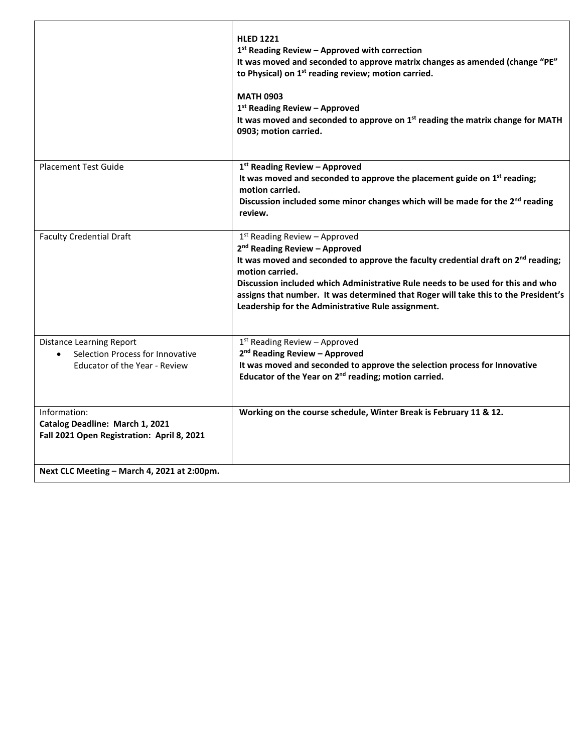| | |
|---|---|
| | **HLED 1221**<br>**1st Reading Review – Approved with correction**<br>**It was moved and seconded to approve matrix changes as amended (change "PE" to Physical) on 1st reading review; motion carried.**<br><br>**MATH 0903**<br>**1st Reading Review – Approved**<br>**It was moved and seconded to approve on 1st reading the matrix change for MATH 0903; motion carried.** |
| Placement Test Guide | **1st Reading Review – Approved**<br>**It was moved and seconded to approve the placement guide on 1st reading; motion carried.**<br>**Discussion included some minor changes which will be made for the 2nd reading review.** |
| Faculty Credential Draft | 1st Reading Review – Approved<br>**2nd Reading Review – Approved**<br>**It was moved and seconded to approve the faculty credential draft on 2nd reading; motion carried.**<br>**Discussion included which Administrative Rule needs to be used for this and who assigns that number. It was determined that Roger will take this to the President's Leadership for the Administrative Rule assignment.** |
| Distance Learning Report<br>• Selection Process for Innovative Educator of the Year - Review | 1st Reading Review – Approved<br>**2nd Reading Review – Approved**<br>**It was moved and seconded to approve the selection process for Innovative Educator of the Year on 2nd reading; motion carried.** |
| Information:<br>**Catalog Deadline: March 1, 2021**<br>**Fall 2021 Open Registration: April 8, 2021** | **Working on the course schedule, Winter Break is February 11 & 12.** |
| **Next CLC Meeting – March 4, 2021 at 2:00pm.** | |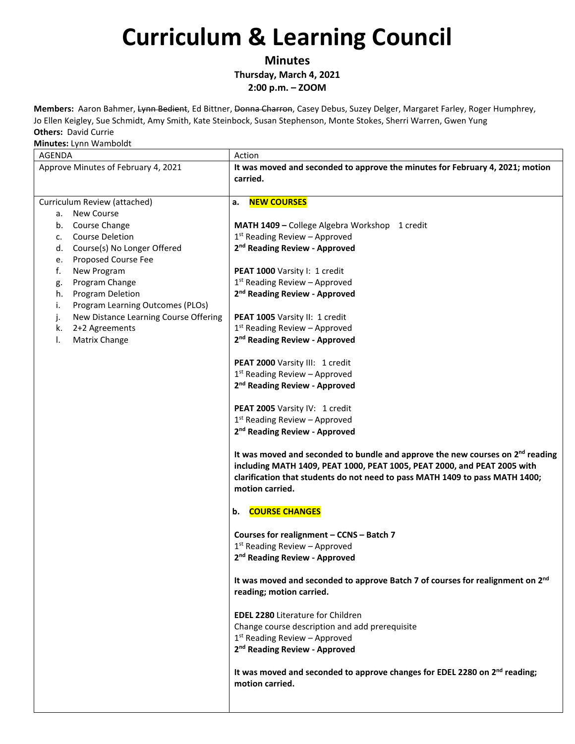# Curriculum & Learning Council

**Minutes**

**Thursday, March 4, 2021**

**2:00 p.m. – ZOOM**

**Members:** Aaron Bahmer, ~~Lynn Bedient~~, Ed Bittner, ~~Donna Charron~~, Casey Debus, Suzey Delger, Margaret Farley, Roger Humphrey, Jo Ellen Keigley, Sue Schmidt, Amy Smith, Kate Steinbock, Susan Stephenson, Monte Stokes, Sherri Warren, Gwen Yung

**Others:** David Currie

**Minutes:** Lynn Wamboldt

| AGENDA | Action |
|---|---|
| Approve Minutes of February 4, 2021 | **It was moved and seconded to approve the minutes for February 4, 2021; motion carried.** |
| Curriculum Review (attached)<br>a. New Course<br>b. Course Change<br>c. Course Deletion<br>d. Course(s) No Longer Offered<br>e. Proposed Course Fee<br>f. New Program<br>g. Program Change<br>h. Program Deletion<br>i. Program Learning Outcomes (PLOs)<br>j. New Distance Learning Course Offering<br>k. 2+2 Agreements<br>l. Matrix Change | **a. NEW COURSES**<br><br>**MATH 1409 –** College Algebra Workshop 1 credit<br>1st Reading Review – Approved<br>**2nd Reading Review - Approved**<br><br>**PEAT 1000** Varsity I: 1 credit<br>1st Reading Review – Approved<br>**2nd Reading Review - Approved**<br><br>**PEAT 1005** Varsity II: 1 credit<br>1st Reading Review – Approved<br>**2nd Reading Review - Approved**<br><br>**PEAT 2000** Varsity III: 1 credit<br>1st Reading Review – Approved<br>**2nd Reading Review - Approved**<br><br>**PEAT 2005** Varsity IV: 1 credit<br>1st Reading Review – Approved<br>**2nd Reading Review - Approved**<br><br>**It was moved and seconded to bundle and approve the new courses on 2nd reading including MATH 1409, PEAT 1000, PEAT 1005, PEAT 2000, and PEAT 2005 with clarification that students do not need to pass MATH 1409 to pass MATH 1400; motion carried.**<br><br>**b. COURSE CHANGES**<br><br>**Courses for realignment – CCNS – Batch 7**<br>1st Reading Review – Approved<br>**2nd Reading Review - Approved**<br><br>**It was moved and seconded to approve Batch 7 of courses for realignment on 2nd reading; motion carried.**<br><br>**EDEL 2280** Literature for Children<br>Change course description and add prerequisite<br>1st Reading Review – Approved<br>**2nd Reading Review - Approved**<br><br>**It was moved and seconded to approve changes for EDEL 2280 on 2nd reading; motion carried.** |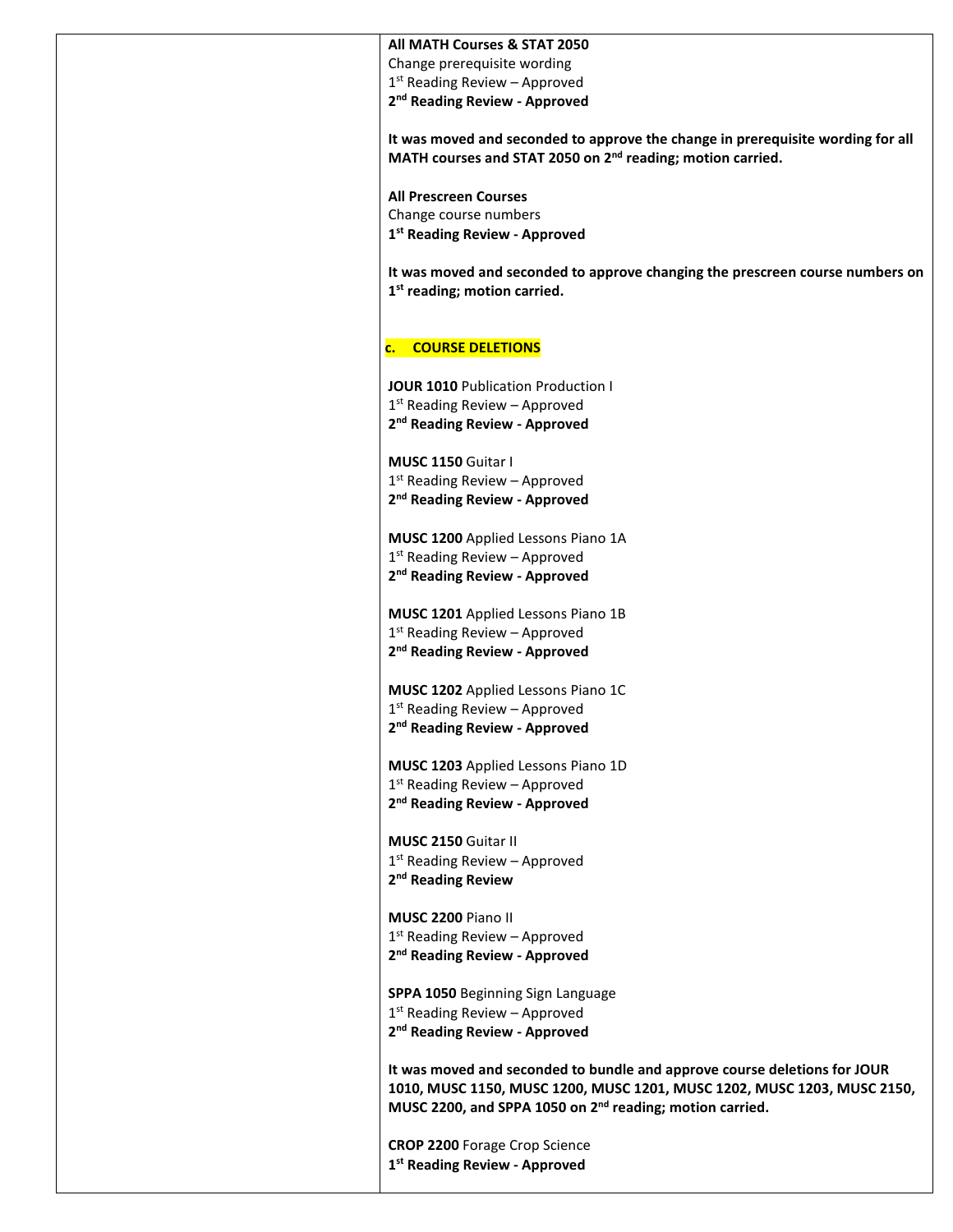**All MATH Courses & STAT 2050**
Change prerequisite wording
1st Reading Review – Approved
**2nd Reading Review - Approved**

**It was moved and seconded to approve the change in prerequisite wording for all MATH courses and STAT 2050 on 2nd reading; motion carried.**

**All Prescreen Courses**
Change course numbers
**1st Reading Review - Approved**

**It was moved and seconded to approve changing the prescreen course numbers on 1st reading; motion carried.**

**c. COURSE DELETIONS**

**JOUR 1010** Publication Production I
1st Reading Review – Approved
**2nd Reading Review - Approved**

**MUSC 1150** Guitar I
1st Reading Review – Approved
**2nd Reading Review - Approved**

**MUSC 1200** Applied Lessons Piano 1A
1st Reading Review – Approved
**2nd Reading Review - Approved**

**MUSC 1201** Applied Lessons Piano 1B
1st Reading Review – Approved
**2nd Reading Review - Approved**

**MUSC 1202** Applied Lessons Piano 1C
1st Reading Review – Approved
**2nd Reading Review - Approved**

**MUSC 1203** Applied Lessons Piano 1D
1st Reading Review – Approved
**2nd Reading Review - Approved**

**MUSC 2150** Guitar II
1st Reading Review – Approved
**2nd Reading Review**

**MUSC 2200** Piano II
1st Reading Review – Approved
**2nd Reading Review - Approved**

**SPPA 1050** Beginning Sign Language
1st Reading Review – Approved
**2nd Reading Review - Approved**

**It was moved and seconded to bundle and approve course deletions for JOUR 1010, MUSC 1150, MUSC 1200, MUSC 1201, MUSC 1202, MUSC 1203, MUSC 2150, MUSC 2200, and SPPA 1050 on 2nd reading; motion carried.**

**CROP 2200** Forage Crop Science
**1st Reading Review - Approved**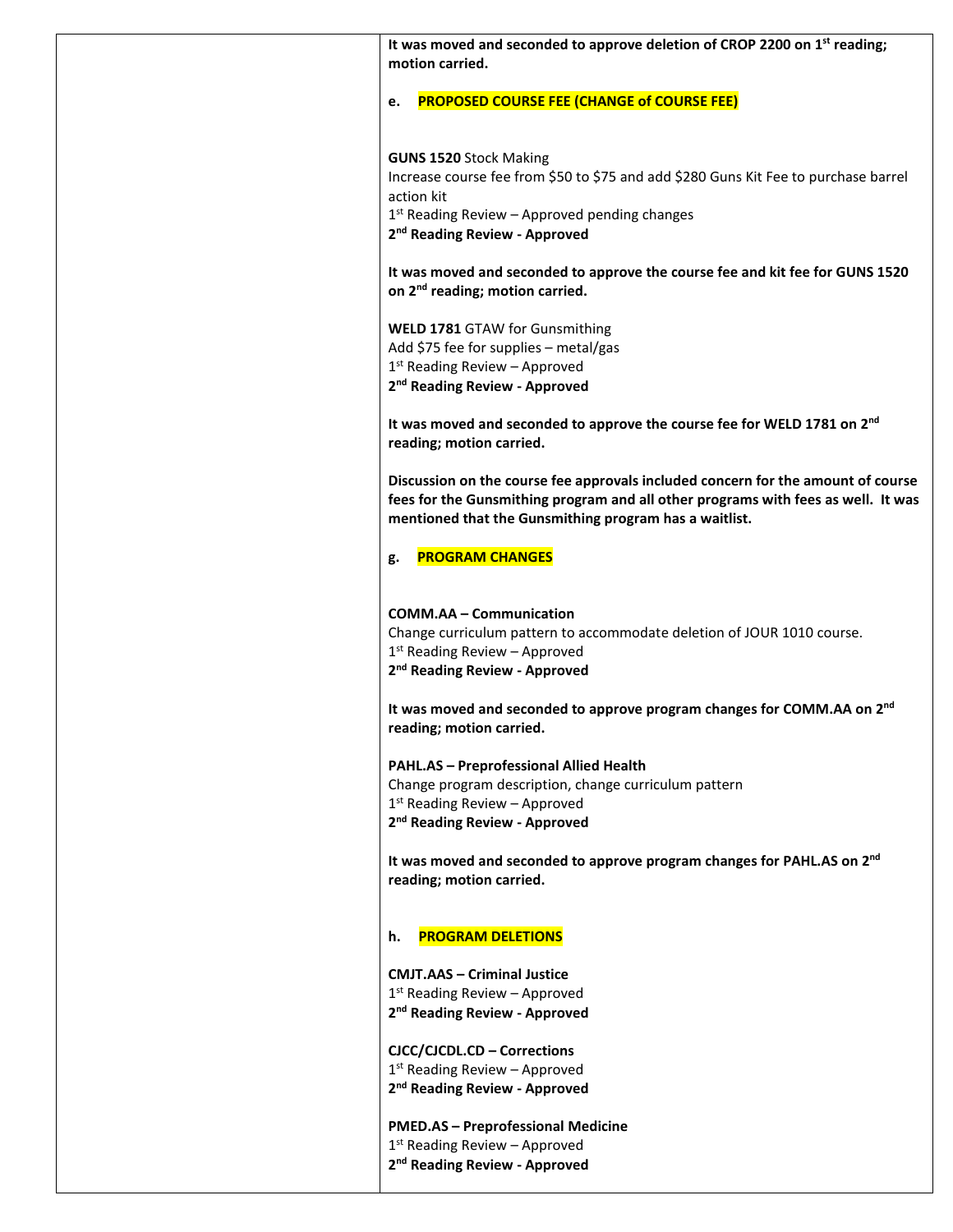**It was moved and seconded to approve deletion of CROP 2200 on 1st reading; motion carried.**

**e. PROPOSED COURSE FEE (CHANGE of COURSE FEE)**

**GUNS 1520** Stock Making
Increase course fee from $50 to $75 and add $280 Guns Kit Fee to purchase barrel action kit
1st Reading Review – Approved pending changes
**2nd Reading Review - Approved**

**It was moved and seconded to approve the course fee and kit fee for GUNS 1520 on 2nd reading; motion carried.**

**WELD 1781** GTAW for Gunsmithing
Add $75 fee for supplies – metal/gas
1st Reading Review – Approved
**2nd Reading Review - Approved**

**It was moved and seconded to approve the course fee for WELD 1781 on 2nd reading; motion carried.**

**Discussion on the course fee approvals included concern for the amount of course fees for the Gunsmithing program and all other programs with fees as well. It was mentioned that the Gunsmithing program has a waitlist.**

**g. PROGRAM CHANGES**

**COMM.AA – Communication**
Change curriculum pattern to accommodate deletion of JOUR 1010 course.
1st Reading Review – Approved
**2nd Reading Review - Approved**

**It was moved and seconded to approve program changes for COMM.AA on 2nd reading; motion carried.**

**PAHL.AS – Preprofessional Allied Health**
Change program description, change curriculum pattern
1st Reading Review – Approved
**2nd Reading Review - Approved**

**It was moved and seconded to approve program changes for PAHL.AS on 2nd reading; motion carried.**

**h. PROGRAM DELETIONS**

**CMJT.AAS – Criminal Justice**
1st Reading Review – Approved
**2nd Reading Review - Approved**

**CJCC/CJCDL.CD – Corrections**
1st Reading Review – Approved
**2nd Reading Review - Approved**

**PMED.AS – Preprofessional Medicine**
1st Reading Review – Approved
**2nd Reading Review - Approved**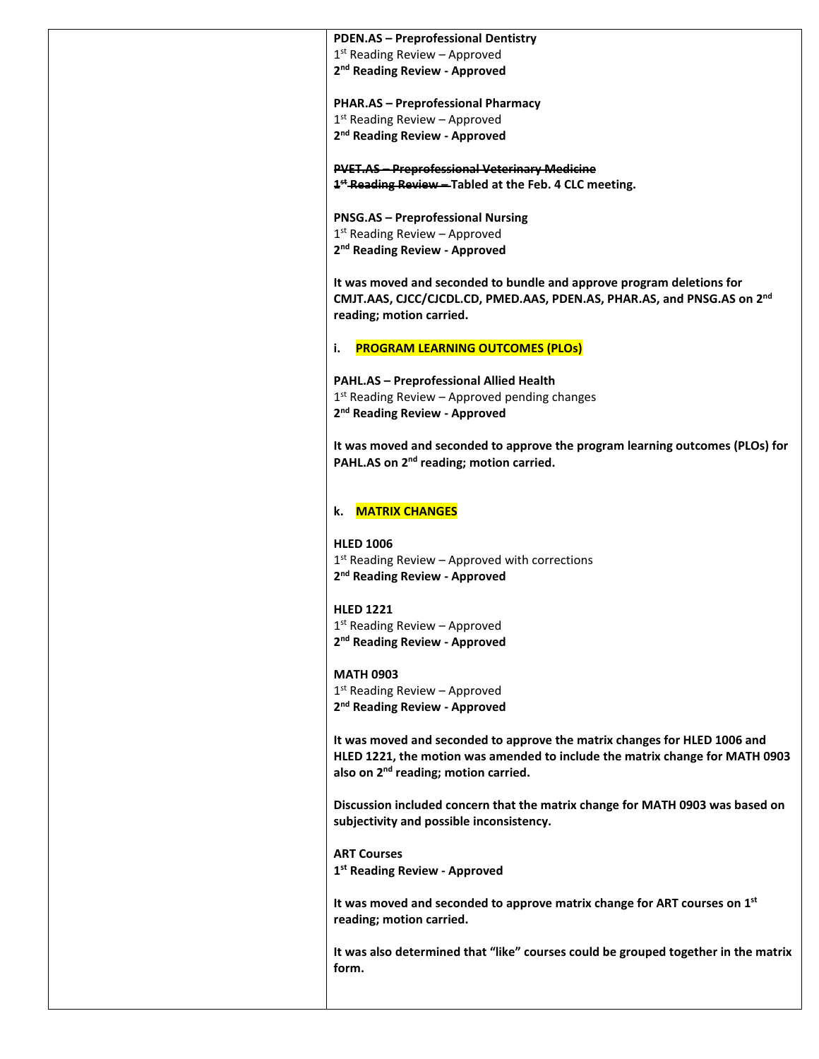| | |
|---|---|
| | **PDEN.AS – Preprofessional Dentistry**<br>1st Reading Review – Approved<br>**2nd Reading Review - Approved**<br><br>**PHAR.AS – Preprofessional Pharmacy**<br>1st Reading Review – Approved<br>**2nd Reading Review - Approved**<br><br>~~**PVET.AS – Preprofessional Veterinary Medicine**~~<br>~~**1st Reading Review –**~~ **Tabled at the Feb. 4 CLC meeting.**<br><br>**PNSG.AS – Preprofessional Nursing**<br>1st Reading Review – Approved<br>**2nd Reading Review - Approved**<br><br>**It was moved and seconded to bundle and approve program deletions for CMJT.AAS, CJCC/CJCDL.CD, PMED.AAS, PDEN.AS, PHAR.AS, and PNSG.AS on 2nd reading; motion carried.**<br><br>**i. PROGRAM LEARNING OUTCOMES (PLOs)**<br><br>**PAHL.AS – Preprofessional Allied Health**<br>1st Reading Review – Approved pending changes<br>**2nd Reading Review - Approved**<br><br>**It was moved and seconded to approve the program learning outcomes (PLOs) for PAHL.AS on 2nd reading; motion carried.**<br><br>**k. MATRIX CHANGES**<br><br>**HLED 1006**<br>1st Reading Review – Approved with corrections<br>**2nd Reading Review - Approved**<br><br>**HLED 1221**<br>1st Reading Review – Approved<br>**2nd Reading Review - Approved**<br><br>**MATH 0903**<br>1st Reading Review – Approved<br>**2nd Reading Review - Approved**<br><br>**It was moved and seconded to approve the matrix changes for HLED 1006 and HLED 1221, the motion was amended to include the matrix change for MATH 0903 also on 2nd reading; motion carried.**<br><br>**Discussion included concern that the matrix change for MATH 0903 was based on subjectivity and possible inconsistency.**<br><br>**ART Courses**<br>**1st Reading Review - Approved**<br><br>**It was moved and seconded to approve matrix change for ART courses on 1st reading; motion carried.**<br><br>**It was also determined that "like" courses could be grouped together in the matrix form.** |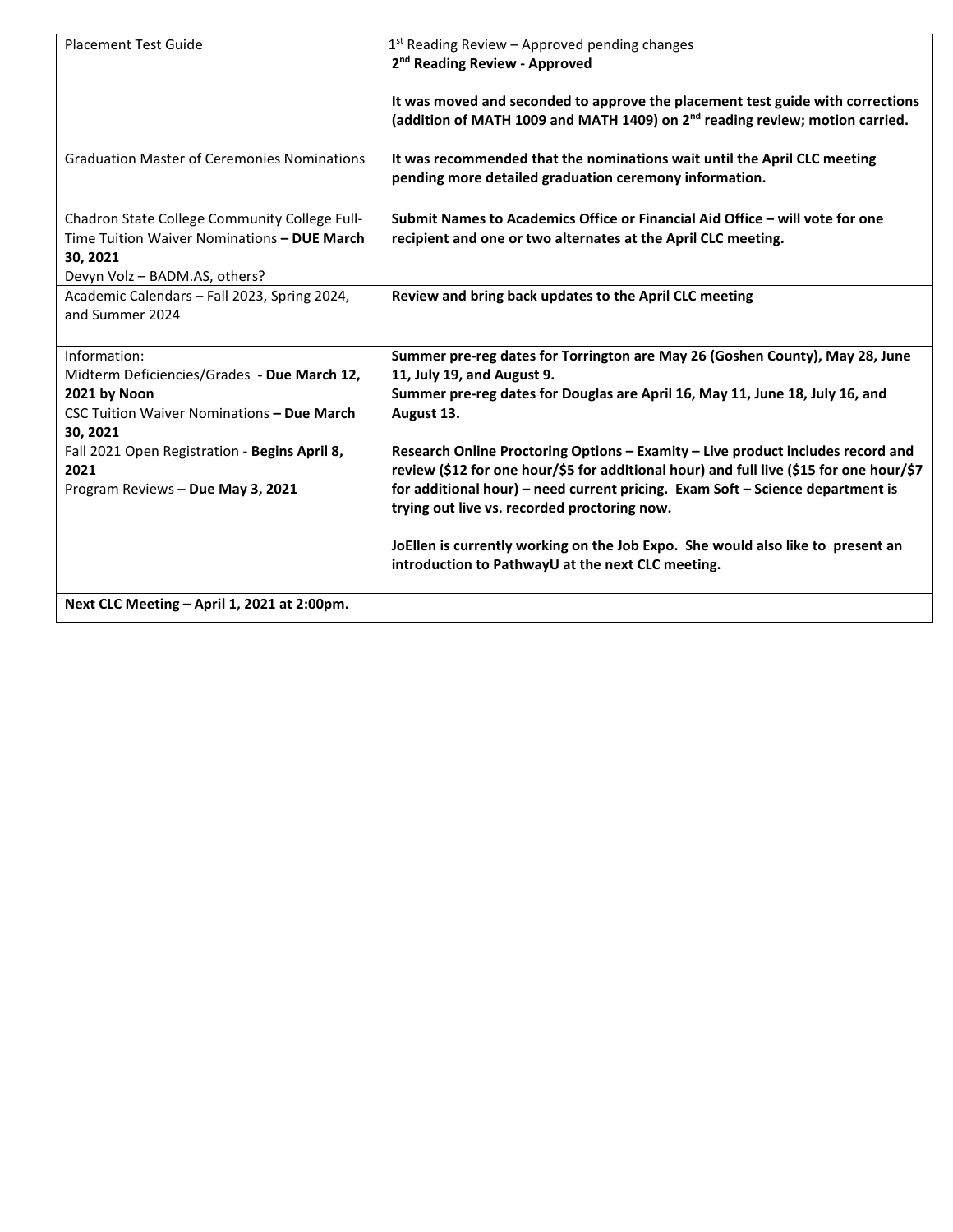| | |
|---|---|
| Placement Test Guide | 1st Reading Review – Approved pending changes<br>**2nd Reading Review - Approved**<br><br>**It was moved and seconded to approve the placement test guide with corrections (addition of MATH 1009 and MATH 1409) on 2nd reading review; motion carried.** |
| Graduation Master of Ceremonies Nominations | **It was recommended that the nominations wait until the April CLC meeting pending more detailed graduation ceremony information.** |
| Chadron State College Community College Full-Time Tuition Waiver Nominations **– DUE March 30, 2021**<br>Devyn Volz – BADM.AS, others? | **Submit Names to Academics Office or Financial Aid Office – will vote for one recipient and one or two alternates at the April CLC meeting.** |
| Academic Calendars – Fall 2023, Spring 2024, and Summer 2024 | **Review and bring back updates to the April CLC meeting** |
| Information:<br>Midterm Deficiencies/Grades **- Due March 12, 2021 by Noon**<br>CSC Tuition Waiver Nominations **– Due March 30, 2021**<br>Fall 2021 Open Registration - **Begins April 8, 2021**<br>Program Reviews – **Due May 3, 2021** | **Summer pre-reg dates for Torrington are May 26 (Goshen County), May 28, June 11, July 19, and August 9.**<br>**Summer pre-reg dates for Douglas are April 16, May 11, June 18, July 16, and August 13.**<br><br>**Research Online Proctoring Options – Examity – Live product includes record and review ($12 for one hour/$5 for additional hour) and full live ($15 for one hour/$7 for additional hour) – need current pricing. Exam Soft – Science department is trying out live vs. recorded proctoring now.**<br><br>**JoEllen is currently working on the Job Expo. She would also like to present an introduction to PathwayU at the next CLC meeting.** |
| **Next CLC Meeting – April 1, 2021 at 2:00pm.** | |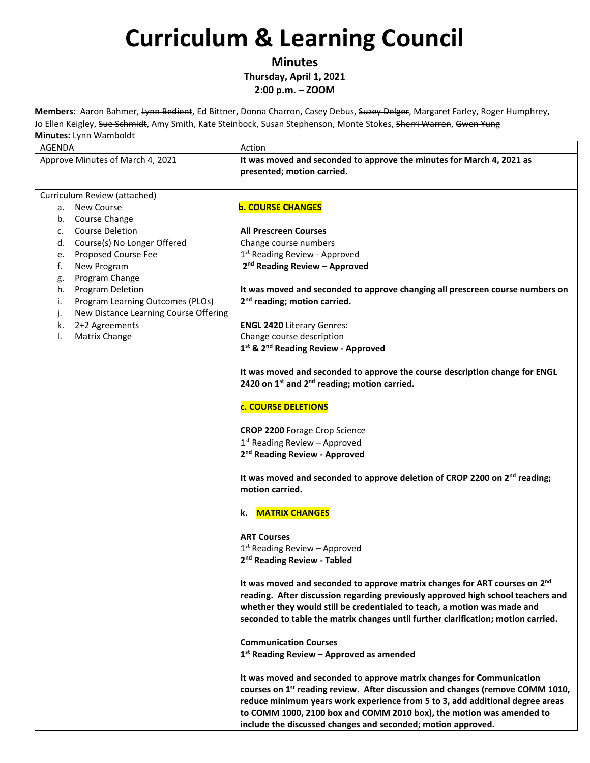# Curriculum & Learning Council

**Minutes**

**Thursday, April 1, 2021**

**2:00 p.m. – ZOOM**

**Members:** Aaron Bahmer, ~~Lynn Bedient~~, Ed Bittner, Donna Charron, Casey Debus, ~~Suzey Delger~~, Margaret Farley, Roger Humphrey, Jo Ellen Keigley, ~~Sue Schmidt~~, Amy Smith, Kate Steinbock, Susan Stephenson, Monte Stokes, ~~Sherri Warren~~, ~~Gwen Yung~~

**Minutes:** Lynn Wamboldt

| AGENDA | Action |
|---|---|
| Approve Minutes of March 4, 2021 | **It was moved and seconded to approve the minutes for March 4, 2021 as presented; motion carried.** |
| Curriculum Review (attached)<br>a. New Course<br>b. Course Change<br>c. Course Deletion<br>d. Course(s) No Longer Offered<br>e. Proposed Course Fee<br>f. New Program<br>g. Program Change<br>h. Program Deletion<br>i. Program Learning Outcomes (PLOs)<br>j. New Distance Learning Course Offering<br>k. 2+2 Agreements<br>l. Matrix Change | **b. COURSE CHANGES**<br><br>**All Prescreen Courses**<br>Change course numbers<br>1st Reading Review - Approved<br>**2nd Reading Review – Approved**<br><br>**It was moved and seconded to approve changing all prescreen course numbers on 2nd reading; motion carried.**<br><br>**ENGL 2420** Literary Genres:<br>Change course description<br>**1st & 2nd Reading Review - Approved**<br><br>**It was moved and seconded to approve the course description change for ENGL 2420 on 1st and 2nd reading; motion carried.**<br><br>**c. COURSE DELETIONS**<br><br>**CROP 2200** Forage Crop Science<br>1st Reading Review – Approved<br>**2nd Reading Review - Approved**<br><br>**It was moved and seconded to approve deletion of CROP 2200 on 2nd reading; motion carried.**<br><br>**k. MATRIX CHANGES**<br><br>**ART Courses**<br>1st Reading Review – Approved<br>**2nd Reading Review - Tabled**<br><br>**It was moved and seconded to approve matrix changes for ART courses on 2nd reading. After discussion regarding previously approved high school teachers and whether they would still be credentialed to teach, a motion was made and seconded to table the matrix changes until further clarification; motion carried.**<br><br>**Communication Courses**<br>**1st Reading Review – Approved as amended**<br><br>**It was moved and seconded to approve matrix changes for Communication courses on 1st reading review. After discussion and changes (remove COMM 1010, reduce minimum years work experience from 5 to 3, add additional degree areas to COMM 1000, 2100 box and COMM 2010 box), the motion was amended to include the discussed changes and seconded; motion approved.** |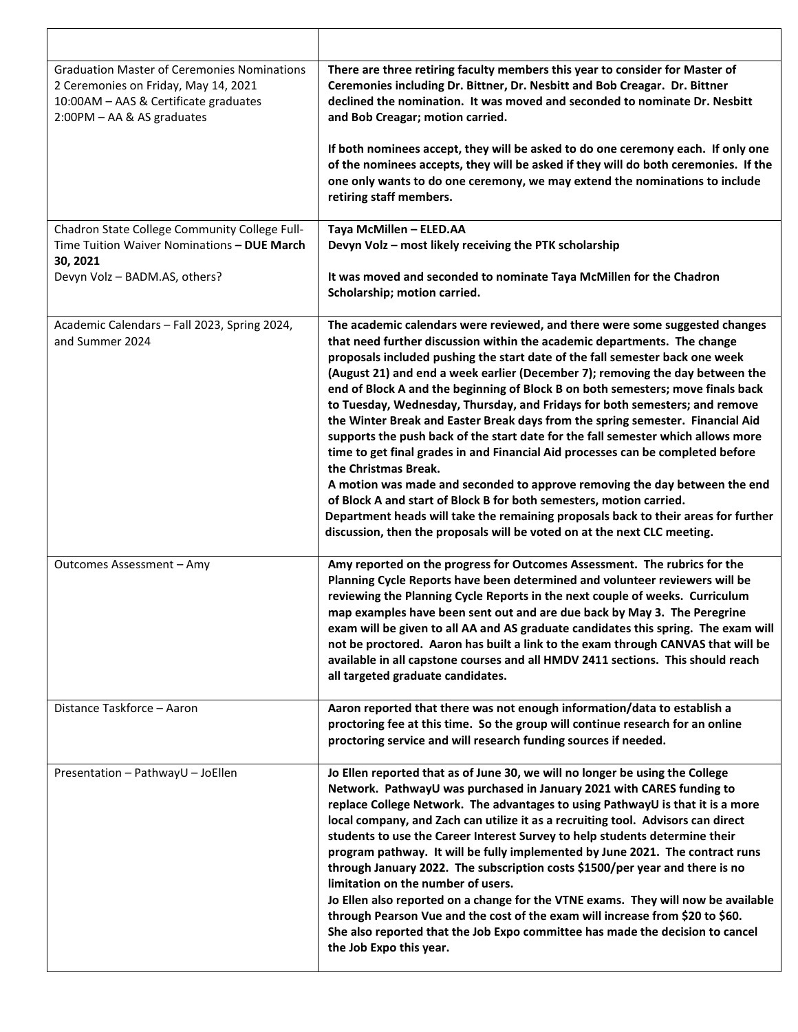| | |
|---|---|
| Graduation Master of Ceremonies Nominations<br>2 Ceremonies on Friday, May 14, 2021<br>10:00AM – AAS & Certificate graduates<br>2:00PM – AA & AS graduates | **There are three retiring faculty members this year to consider for Master of Ceremonies including Dr. Bittner, Dr. Nesbitt and Bob Creagar. Dr. Bittner declined the nomination. It was moved and seconded to nominate Dr. Nesbitt and Bob Creagar; motion carried.**<br><br>**If both nominees accept, they will be asked to do one ceremony each. If only one of the nominees accepts, they will be asked if they will do both ceremonies. If the one only wants to do one ceremony, we may extend the nominations to include retiring staff members.** |
| Chadron State College Community College Full-Time Tuition Waiver Nominations **– DUE March 30, 2021**<br>Devyn Volz – BADM.AS, others? | **Taya McMillen – ELED.AA**<br>**Devyn Volz – most likely receiving the PTK scholarship**<br><br>**It was moved and seconded to nominate Taya McMillen for the Chadron Scholarship; motion carried.** |
| Academic Calendars – Fall 2023, Spring 2024, and Summer 2024 | **The academic calendars were reviewed, and there were some suggested changes that need further discussion within the academic departments. The change proposals included pushing the start date of the fall semester back one week (August 21) and end a week earlier (December 7); removing the day between the end of Block A and the beginning of Block B on both semesters; move finals back to Tuesday, Wednesday, Thursday, and Fridays for both semesters; and remove the Winter Break and Easter Break days from the spring semester. Financial Aid supports the push back of the start date for the fall semester which allows more time to get final grades in and Financial Aid processes can be completed before the Christmas Break.**<br>**A motion was made and seconded to approve removing the day between the end of Block A and start of Block B for both semesters, motion carried.**<br>**Department heads will take the remaining proposals back to their areas for further discussion, then the proposals will be voted on at the next CLC meeting.** |
| Outcomes Assessment – Amy | **Amy reported on the progress for Outcomes Assessment. The rubrics for the Planning Cycle Reports have been determined and volunteer reviewers will be reviewing the Planning Cycle Reports in the next couple of weeks. Curriculum map examples have been sent out and are due back by May 3. The Peregrine exam will be given to all AA and AS graduate candidates this spring. The exam will not be proctored. Aaron has built a link to the exam through CANVAS that will be available in all capstone courses and all HMDV 2411 sections. This should reach all targeted graduate candidates.** |
| Distance Taskforce – Aaron | **Aaron reported that there was not enough information/data to establish a proctoring fee at this time. So the group will continue research for an online proctoring service and will research funding sources if needed.** |
| Presentation – PathwayU – JoEllen | **Jo Ellen reported that as of June 30, we will no longer be using the College Network. PathwayU was purchased in January 2021 with CARES funding to replace College Network. The advantages to using PathwayU is that it is a more local company, and Zach can utilize it as a recruiting tool. Advisors can direct students to use the Career Interest Survey to help students determine their program pathway. It will be fully implemented by June 2021. The contract runs through January 2022. The subscription costs $1500/per year and there is no limitation on the number of users.**<br>**Jo Ellen also reported on a change for the VTNE exams. They will now be available through Pearson Vue and the cost of the exam will increase from $20 to $60. She also reported that the Job Expo committee has made the decision to cancel the Job Expo this year.** |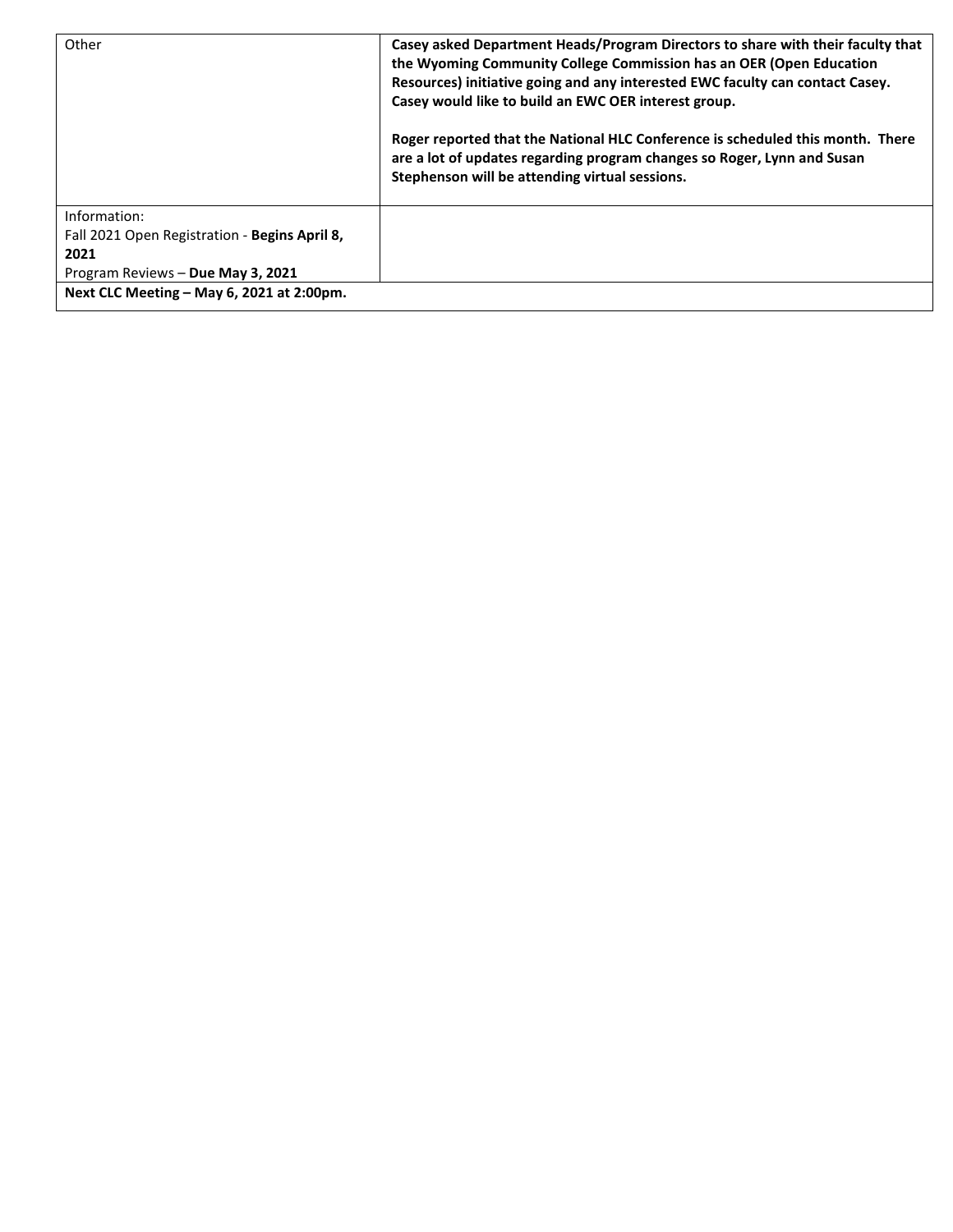| | |
|---|---|
| Other | **Casey asked Department Heads/Program Directors to share with their faculty that the Wyoming Community College Commission has an OER (Open Education Resources) initiative going and any interested EWC faculty can contact Casey. Casey would like to build an EWC OER interest group.**<br><br>**Roger reported that the National HLC Conference is scheduled this month. There are a lot of updates regarding program changes so Roger, Lynn and Susan Stephenson will be attending virtual sessions.** |
| Information:<br>Fall 2021 Open Registration - **Begins April 8, 2021**<br>Program Reviews – **Due May 3, 2021** | |
| **Next CLC Meeting – May 6, 2021 at 2:00pm.** | |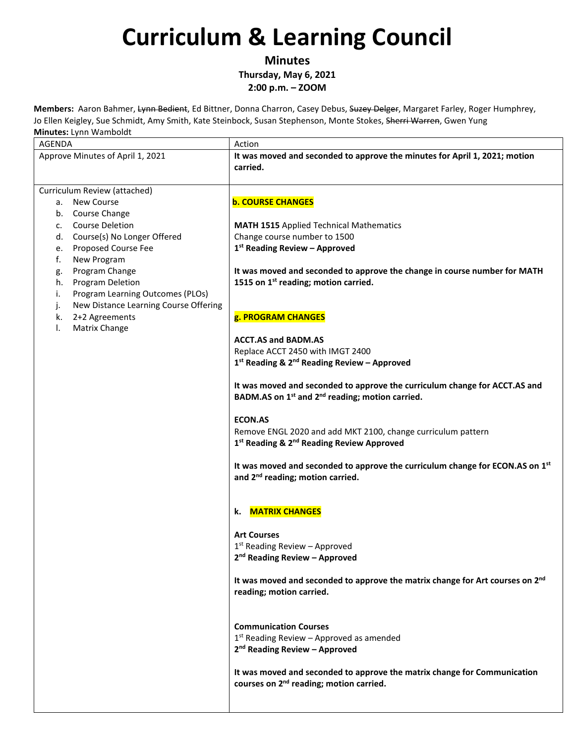# Curriculum & Learning Council

**Minutes**
**Thursday, May 6, 2021**
**2:00 p.m. – ZOOM**

**Members:** Aaron Bahmer, ~~Lynn Bedient~~, Ed Bittner, Donna Charron, Casey Debus, ~~Suzey Delger~~, Margaret Farley, Roger Humphrey, Jo Ellen Keigley, Sue Schmidt, Amy Smith, Kate Steinbock, Susan Stephenson, Monte Stokes, ~~Sherri Warren~~, Gwen Yung
**Minutes:** Lynn Wamboldt

| AGENDA | Action |
|---|---|
| Approve Minutes of April 1, 2021 | **It was moved and seconded to approve the minutes for April 1, 2021; motion carried.** |
| Curriculum Review (attached)<br>a. New Course<br>b. Course Change<br>c. Course Deletion<br>d. Course(s) No Longer Offered<br>e. Proposed Course Fee<br>f. New Program<br>g. Program Change<br>h. Program Deletion<br>i. Program Learning Outcomes (PLOs)<br>j. New Distance Learning Course Offering<br>k. 2+2 Agreements<br>l. Matrix Change | **b. COURSE CHANGES**<br><br>**MATH 1515** Applied Technical Mathematics<br>Change course number to 1500<br>**1st Reading Review – Approved**<br><br>**It was moved and seconded to approve the change in course number for MATH 1515 on 1st reading; motion carried.**<br><br>**g. PROGRAM CHANGES**<br><br>**ACCT.AS and BADM.AS**<br>Replace ACCT 2450 with IMGT 2400<br>**1st Reading & 2nd Reading Review – Approved**<br><br>**It was moved and seconded to approve the curriculum change for ACCT.AS and BADM.AS on 1st and 2nd reading; motion carried.**<br><br>**ECON.AS**<br>Remove ENGL 2020 and add MKT 2100, change curriculum pattern<br>**1st Reading & 2nd Reading Review Approved**<br><br>**It was moved and seconded to approve the curriculum change for ECON.AS on 1st and 2nd reading; motion carried.**<br><br>**k. MATRIX CHANGES**<br><br>**Art Courses**<br>1st Reading Review – Approved<br>**2nd Reading Review – Approved**<br><br>**It was moved and seconded to approve the matrix change for Art courses on 2nd reading; motion carried.**<br><br>**Communication Courses**<br>1st Reading Review – Approved as amended<br>**2nd Reading Review – Approved**<br><br>**It was moved and seconded to approve the matrix change for Communication courses on 2nd reading; motion carried.** |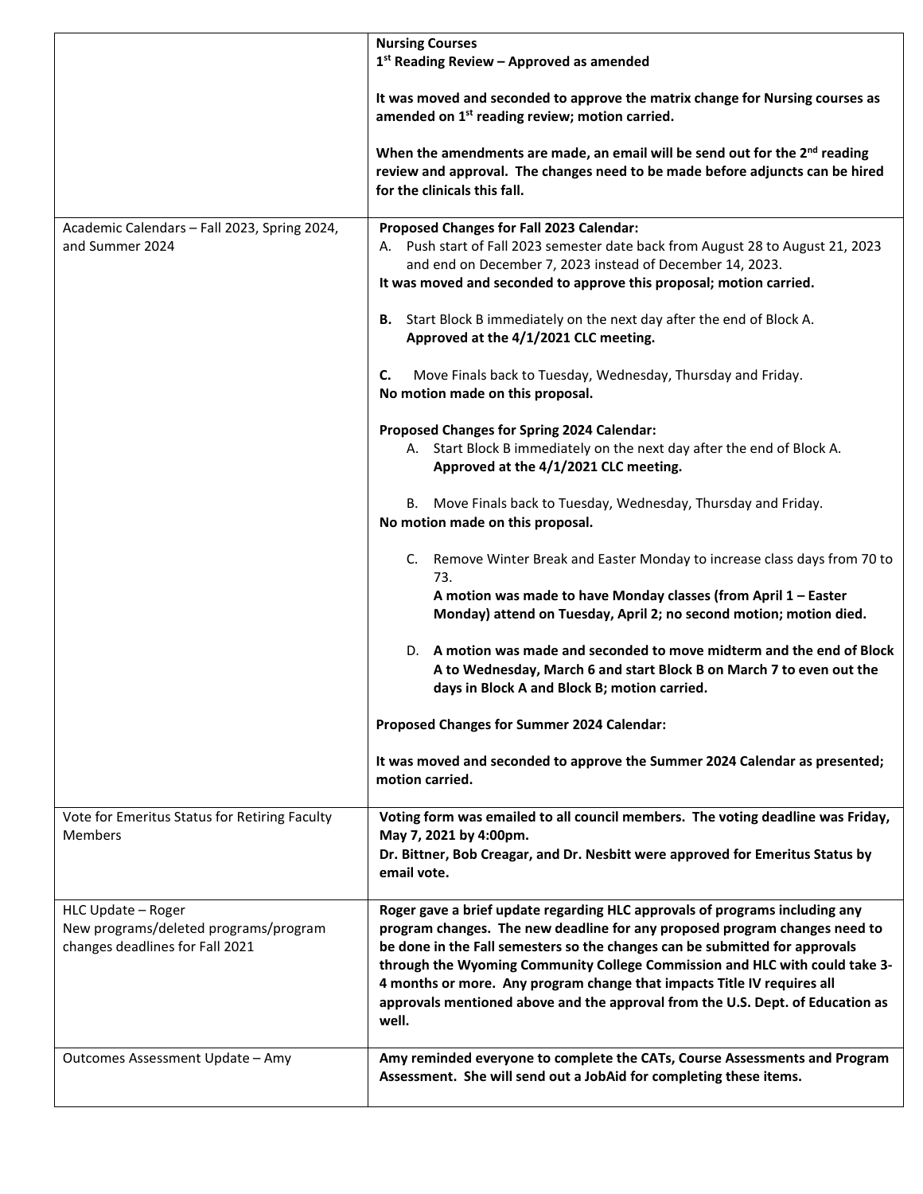| | |
|---|---|
| | **Nursing Courses**<br>**1st Reading Review – Approved as amended**<br><br>**It was moved and seconded to approve the matrix change for Nursing courses as amended on 1st reading review; motion carried.**<br><br>**When the amendments are made, an email will be send out for the 2nd reading review and approval. The changes need to be made before adjuncts can be hired for the clinicals this fall.** |
| Academic Calendars – Fall 2023, Spring 2024, and Summer 2024 | **Proposed Changes for Fall 2023 Calendar:**<br>A. Push start of Fall 2023 semester date back from August 28 to August 21, 2023 and end on December 7, 2023 instead of December 14, 2023.<br>**It was moved and seconded to approve this proposal; motion carried.**<br><br>**B.** Start Block B immediately on the next day after the end of Block A.<br>**Approved at the 4/1/2021 CLC meeting.**<br><br>**C.** Move Finals back to Tuesday, Wednesday, Thursday and Friday.<br>**No motion made on this proposal.**<br><br>**Proposed Changes for Spring 2024 Calendar:**<br>A. Start Block B immediately on the next day after the end of Block A.<br>**Approved at the 4/1/2021 CLC meeting.**<br><br>B. Move Finals back to Tuesday, Wednesday, Thursday and Friday.<br>**No motion made on this proposal.**<br><br>C. Remove Winter Break and Easter Monday to increase class days from 70 to 73.<br>**A motion was made to have Monday classes (from April 1 – Easter Monday) attend on Tuesday, April 2; no second motion; motion died.**<br><br>D. **A motion was made and seconded to move midterm and the end of Block A to Wednesday, March 6 and start Block B on March 7 to even out the days in Block A and Block B; motion carried.**<br><br>**Proposed Changes for Summer 2024 Calendar:**<br><br>**It was moved and seconded to approve the Summer 2024 Calendar as presented; motion carried.** |
| Vote for Emeritus Status for Retiring Faculty Members | **Voting form was emailed to all council members. The voting deadline was Friday, May 7, 2021 by 4:00pm.**<br>**Dr. Bittner, Bob Creagar, and Dr. Nesbitt were approved for Emeritus Status by email vote.** |
| HLC Update – Roger<br>New programs/deleted programs/program changes deadlines for Fall 2021 | **Roger gave a brief update regarding HLC approvals of programs including any program changes. The new deadline for any proposed program changes need to be done in the Fall semesters so the changes can be submitted for approvals through the Wyoming Community College Commission and HLC with could take 3-4 months or more. Any program change that impacts Title IV requires all approvals mentioned above and the approval from the U.S. Dept. of Education as well.** |
| Outcomes Assessment Update – Amy | **Amy reminded everyone to complete the CATs, Course Assessments and Program Assessment. She will send out a JobAid for completing these items.** |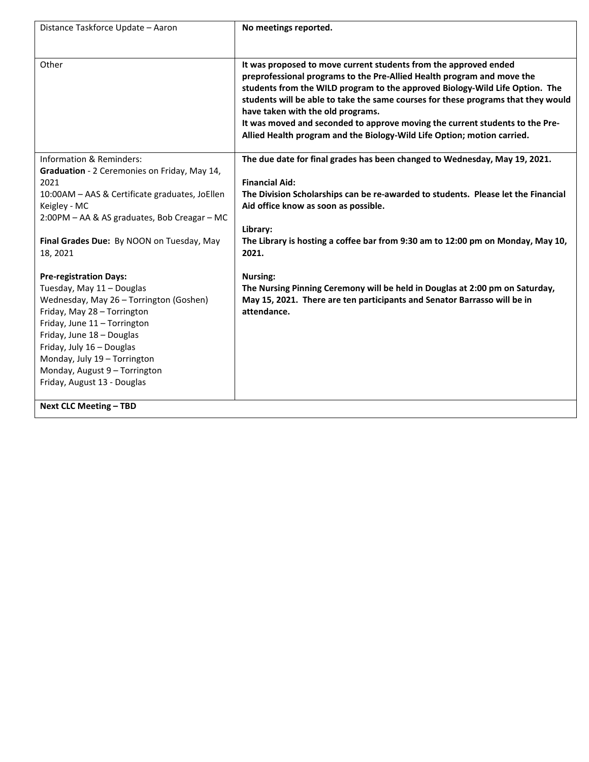| | |
|---|---|
| Distance Taskforce Update – Aaron | **No meetings reported.** |
| Other | **It was proposed to move current students from the approved ended preprofessional programs to the Pre-Allied Health program and move the students from the WILD program to the approved Biology-Wild Life Option. The students will be able to take the same courses for these programs that they would have taken with the old programs.**<br>**It was moved and seconded to approve moving the current students to the Pre-Allied Health program and the Biology-Wild Life Option; motion carried.** |
| Information & Reminders:<br>**Graduation** - 2 Ceremonies on Friday, May 14, 2021<br>10:00AM – AAS & Certificate graduates, JoEllen Keigley - MC<br>2:00PM – AA & AS graduates, Bob Creagar – MC<br><br>**Final Grades Due:** By NOON on Tuesday, May 18, 2021<br><br>**Pre-registration Days:**<br>Tuesday, May 11 – Douglas<br>Wednesday, May 26 – Torrington (Goshen)<br>Friday, May 28 – Torrington<br>Friday, June 11 – Torrington<br>Friday, June 18 – Douglas<br>Friday, July 16 – Douglas<br>Monday, July 19 – Torrington<br>Monday, August 9 – Torrington<br>Friday, August 13 - Douglas | **The due date for final grades has been changed to Wednesday, May 19, 2021.**<br><br>**Financial Aid:**<br>**The Division Scholarships can be re-awarded to students. Please let the Financial Aid office know as soon as possible.**<br><br>**Library:**<br>**The Library is hosting a coffee bar from 9:30 am to 12:00 pm on Monday, May 10, 2021.**<br><br>**Nursing:**<br>**The Nursing Pinning Ceremony will be held in Douglas at 2:00 pm on Saturday, May 15, 2021. There are ten participants and Senator Barrasso will be in attendance.** |
| **Next CLC Meeting – TBD** | |